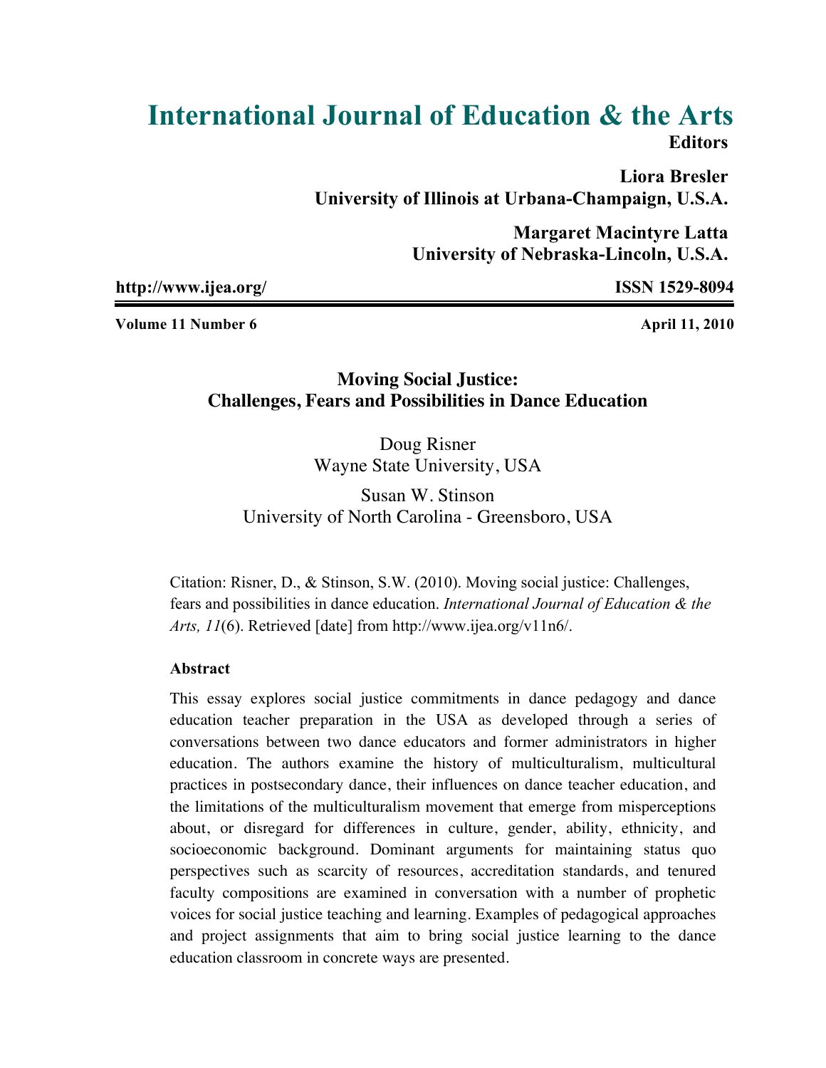# International Journal of Education & the Arts

**Editors**

**Liora Bresler**
**University of Illinois at Urbana-Champaign, U.S.A.**

**Margaret Macintyre Latta**
**University of Nebraska-Lincoln, U.S.A.**

**http://www.ijea.org/** **ISSN 1529-8094**

**Volume 11 Number 6** **April 11, 2010**

## Moving Social Justice: Challenges, Fears and Possibilities in Dance Education

Doug Risner
Wayne State University, USA

Susan W. Stinson
University of North Carolina - Greensboro, USA

Citation: Risner, D., & Stinson, S.W. (2010). Moving social justice: Challenges, fears and possibilities in dance education. *International Journal of Education & the Arts, 11*(6). Retrieved [date] from http://www.ijea.org/v11n6/.

### Abstract

This essay explores social justice commitments in dance pedagogy and dance education teacher preparation in the USA as developed through a series of conversations between two dance educators and former administrators in higher education. The authors examine the history of multiculturalism, multicultural practices in postsecondary dance, their influences on dance teacher education, and the limitations of the multiculturalism movement that emerge from misperceptions about, or disregard for differences in culture, gender, ability, ethnicity, and socioeconomic background. Dominant arguments for maintaining status quo perspectives such as scarcity of resources, accreditation standards, and tenured faculty compositions are examined in conversation with a number of prophetic voices for social justice teaching and learning. Examples of pedagogical approaches and project assignments that aim to bring social justice learning to the dance education classroom in concrete ways are presented.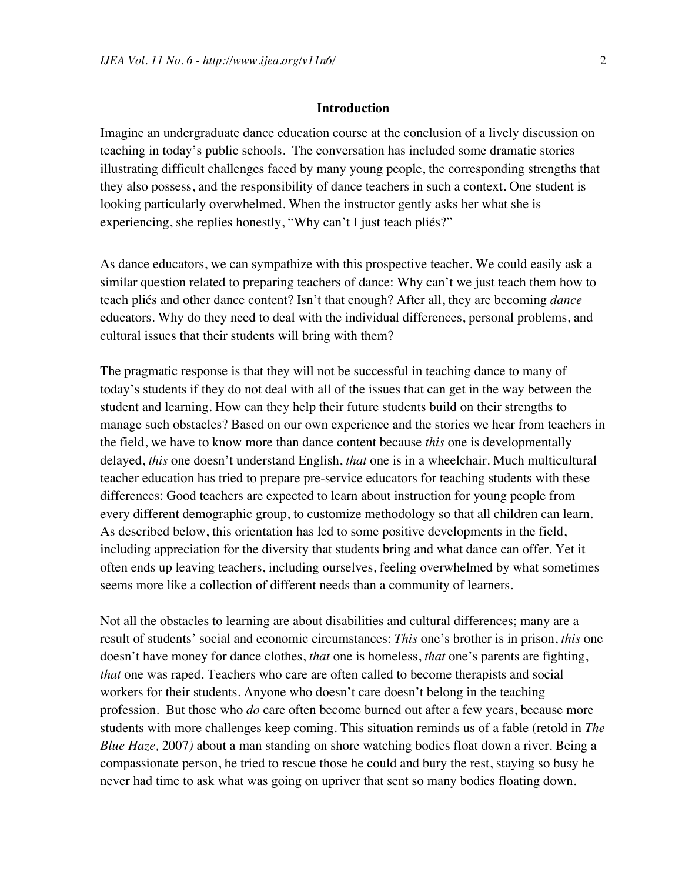## Introduction

Imagine an undergraduate dance education course at the conclusion of a lively discussion on teaching in today's public schools. The conversation has included some dramatic stories illustrating difficult challenges faced by many young people, the corresponding strengths that they also possess, and the responsibility of dance teachers in such a context. One student is looking particularly overwhelmed. When the instructor gently asks her what she is experiencing, she replies honestly, "Why can't I just teach pliés?"

As dance educators, we can sympathize with this prospective teacher. We could easily ask a similar question related to preparing teachers of dance: Why can't we just teach them how to teach pliés and other dance content? Isn't that enough? After all, they are becoming *dance* educators. Why do they need to deal with the individual differences, personal problems, and cultural issues that their students will bring with them?

The pragmatic response is that they will not be successful in teaching dance to many of today's students if they do not deal with all of the issues that can get in the way between the student and learning. How can they help their future students build on their strengths to manage such obstacles? Based on our own experience and the stories we hear from teachers in the field, we have to know more than dance content because *this* one is developmentally delayed, *this* one doesn't understand English, *that* one is in a wheelchair. Much multicultural teacher education has tried to prepare pre-service educators for teaching students with these differences: Good teachers are expected to learn about instruction for young people from every different demographic group, to customize methodology so that all children can learn. As described below, this orientation has led to some positive developments in the field, including appreciation for the diversity that students bring and what dance can offer. Yet it often ends up leaving teachers, including ourselves, feeling overwhelmed by what sometimes seems more like a collection of different needs than a community of learners.

Not all the obstacles to learning are about disabilities and cultural differences; many are a result of students' social and economic circumstances: *This* one's brother is in prison, *this* one doesn't have money for dance clothes, *that* one is homeless, *that* one's parents are fighting, *that* one was raped. Teachers who care are often called to become therapists and social workers for their students. Anyone who doesn't care doesn't belong in the teaching profession. But those who *do* care often become burned out after a few years, because more students with more challenges keep coming. This situation reminds us of a fable (retold in *The Blue Haze,* 2007) about a man standing on shore watching bodies float down a river. Being a compassionate person, he tried to rescue those he could and bury the rest, staying so busy he never had time to ask what was going on upriver that sent so many bodies floating down.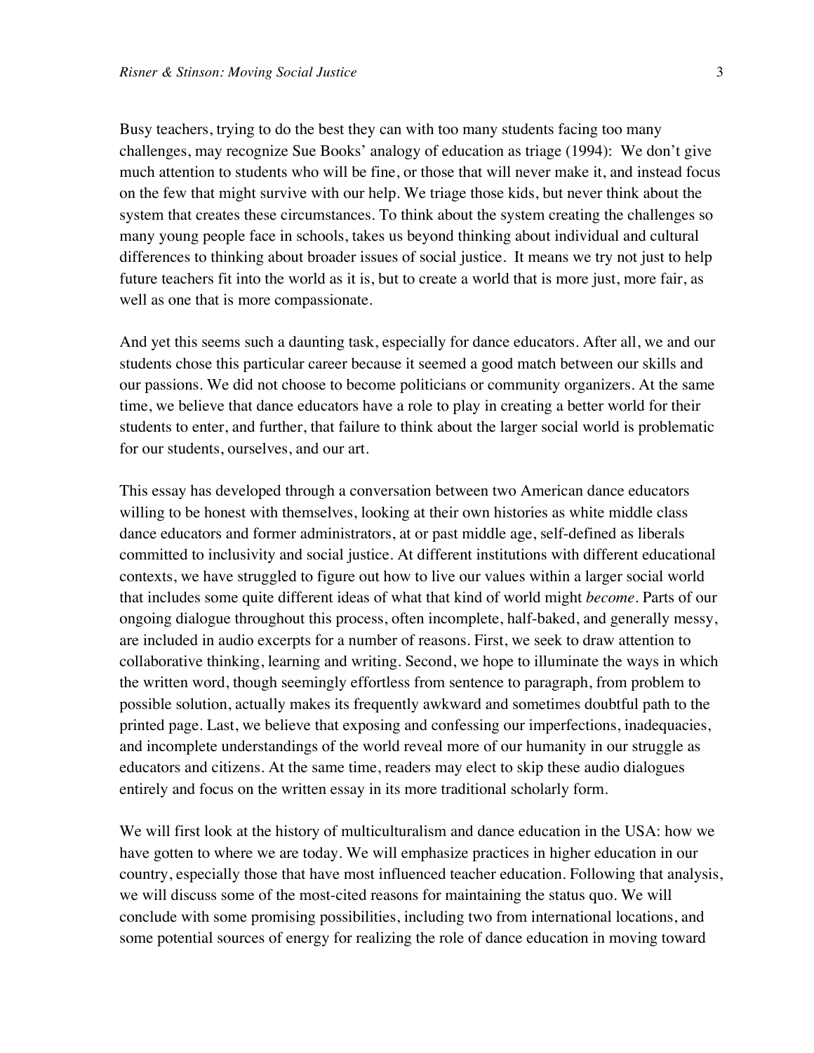Busy teachers, trying to do the best they can with too many students facing too many challenges, may recognize Sue Books' analogy of education as triage (1994): We don't give much attention to students who will be fine, or those that will never make it, and instead focus on the few that might survive with our help. We triage those kids, but never think about the system that creates these circumstances. To think about the system creating the challenges so many young people face in schools, takes us beyond thinking about individual and cultural differences to thinking about broader issues of social justice. It means we try not just to help future teachers fit into the world as it is, but to create a world that is more just, more fair, as well as one that is more compassionate.

And yet this seems such a daunting task, especially for dance educators. After all, we and our students chose this particular career because it seemed a good match between our skills and our passions. We did not choose to become politicians or community organizers. At the same time, we believe that dance educators have a role to play in creating a better world for their students to enter, and further, that failure to think about the larger social world is problematic for our students, ourselves, and our art.

This essay has developed through a conversation between two American dance educators willing to be honest with themselves, looking at their own histories as white middle class dance educators and former administrators, at or past middle age, self-defined as liberals committed to inclusivity and social justice. At different institutions with different educational contexts, we have struggled to figure out how to live our values within a larger social world that includes some quite different ideas of what that kind of world might *become*. Parts of our ongoing dialogue throughout this process, often incomplete, half-baked, and generally messy, are included in audio excerpts for a number of reasons. First, we seek to draw attention to collaborative thinking, learning and writing. Second, we hope to illuminate the ways in which the written word, though seemingly effortless from sentence to paragraph, from problem to possible solution, actually makes its frequently awkward and sometimes doubtful path to the printed page. Last, we believe that exposing and confessing our imperfections, inadequacies, and incomplete understandings of the world reveal more of our humanity in our struggle as educators and citizens. At the same time, readers may elect to skip these audio dialogues entirely and focus on the written essay in its more traditional scholarly form.

We will first look at the history of multiculturalism and dance education in the USA: how we have gotten to where we are today. We will emphasize practices in higher education in our country, especially those that have most influenced teacher education. Following that analysis, we will discuss some of the most-cited reasons for maintaining the status quo. We will conclude with some promising possibilities, including two from international locations, and some potential sources of energy for realizing the role of dance education in moving toward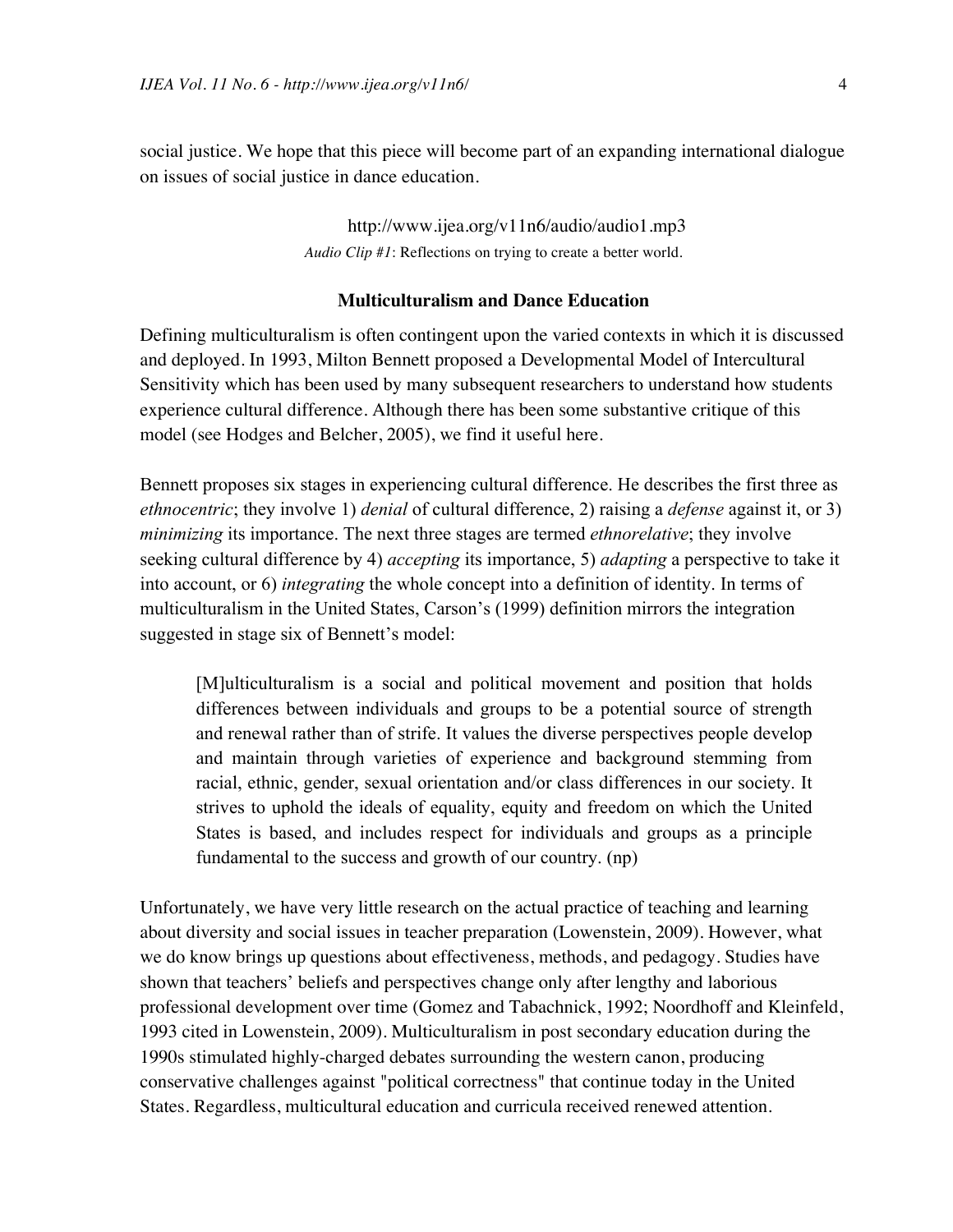social justice. We hope that this piece will become part of an expanding international dialogue on issues of social justice in dance education.

http://www.ijea.org/v11n6/audio/audio1.mp3

*Audio Clip #1*: Reflections on trying to create a better world.

### Multiculturalism and Dance Education

Defining multiculturalism is often contingent upon the varied contexts in which it is discussed and deployed. In 1993, Milton Bennett proposed a Developmental Model of Intercultural Sensitivity which has been used by many subsequent researchers to understand how students experience cultural difference. Although there has been some substantive critique of this model (see Hodges and Belcher, 2005), we find it useful here.

Bennett proposes six stages in experiencing cultural difference. He describes the first three as *ethnocentric*; they involve 1) *denial* of cultural difference, 2) raising a *defense* against it, or 3) *minimizing* its importance. The next three stages are termed *ethnorelative*; they involve seeking cultural difference by 4) *accepting* its importance, 5) *adapting* a perspective to take it into account, or 6) *integrating* the whole concept into a definition of identity. In terms of multiculturalism in the United States, Carson's (1999) definition mirrors the integration suggested in stage six of Bennett's model:

> [M]ulticulturalism is a social and political movement and position that holds differences between individuals and groups to be a potential source of strength and renewal rather than of strife. It values the diverse perspectives people develop and maintain through varieties of experience and background stemming from racial, ethnic, gender, sexual orientation and/or class differences in our society. It strives to uphold the ideals of equality, equity and freedom on which the United States is based, and includes respect for individuals and groups as a principle fundamental to the success and growth of our country. (np)

Unfortunately, we have very little research on the actual practice of teaching and learning about diversity and social issues in teacher preparation (Lowenstein, 2009). However, what we do know brings up questions about effectiveness, methods, and pedagogy. Studies have shown that teachers' beliefs and perspectives change only after lengthy and laborious professional development over time (Gomez and Tabachnick, 1992; Noordhoff and Kleinfeld, 1993 cited in Lowenstein, 2009). Multiculturalism in post secondary education during the 1990s stimulated highly-charged debates surrounding the western canon, producing conservative challenges against "political correctness" that continue today in the United States. Regardless, multicultural education and curricula received renewed attention.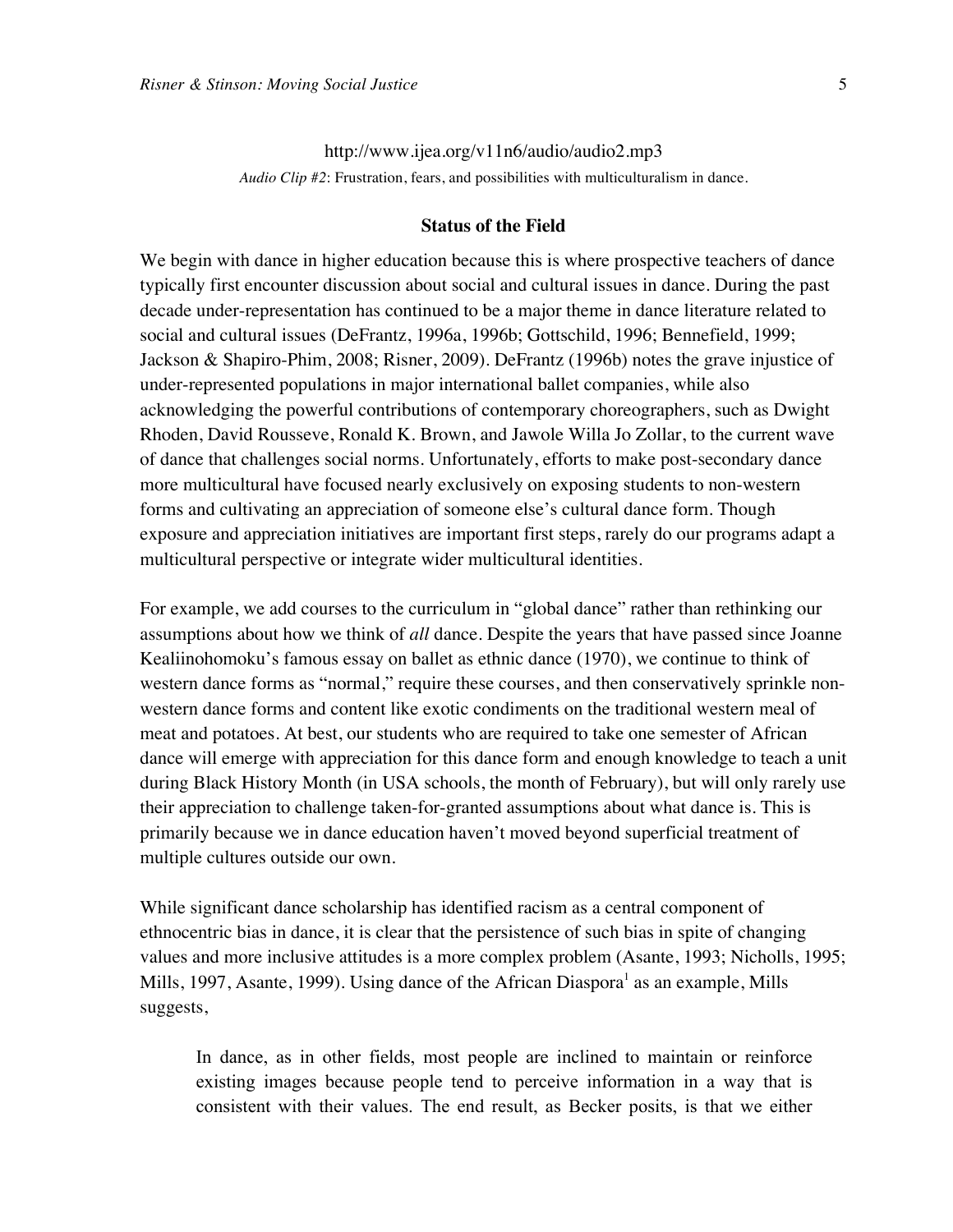http://www.ijea.org/v11n6/audio/audio2.mp3

*Audio Clip #2*: Frustration, fears, and possibilities with multiculturalism in dance.

## Status of the Field

We begin with dance in higher education because this is where prospective teachers of dance typically first encounter discussion about social and cultural issues in dance. During the past decade under-representation has continued to be a major theme in dance literature related to social and cultural issues (DeFrantz, 1996a, 1996b; Gottschild, 1996; Bennefield, 1999; Jackson & Shapiro-Phim, 2008; Risner, 2009). DeFrantz (1996b) notes the grave injustice of under-represented populations in major international ballet companies, while also acknowledging the powerful contributions of contemporary choreographers, such as Dwight Rhoden, David Rousseve, Ronald K. Brown, and Jawole Willa Jo Zollar, to the current wave of dance that challenges social norms. Unfortunately, efforts to make post-secondary dance more multicultural have focused nearly exclusively on exposing students to non-western forms and cultivating an appreciation of someone else's cultural dance form. Though exposure and appreciation initiatives are important first steps, rarely do our programs adapt a multicultural perspective or integrate wider multicultural identities.

For example, we add courses to the curriculum in "global dance" rather than rethinking our assumptions about how we think of *all* dance. Despite the years that have passed since Joanne Kealiinohomoku's famous essay on ballet as ethnic dance (1970), we continue to think of western dance forms as "normal," require these courses, and then conservatively sprinkle non-western dance forms and content like exotic condiments on the traditional western meal of meat and potatoes. At best, our students who are required to take one semester of African dance will emerge with appreciation for this dance form and enough knowledge to teach a unit during Black History Month (in USA schools, the month of February), but will only rarely use their appreciation to challenge taken-for-granted assumptions about what dance is. This is primarily because we in dance education haven't moved beyond superficial treatment of multiple cultures outside our own.

While significant dance scholarship has identified racism as a central component of ethnocentric bias in dance, it is clear that the persistence of such bias in spite of changing values and more inclusive attitudes is a more complex problem (Asante, 1993; Nicholls, 1995; Mills, 1997, Asante, 1999). Using dance of the African Diaspora[1] as an example, Mills suggests,

> In dance, as in other fields, most people are inclined to maintain or reinforce existing images because people tend to perceive information in a way that is consistent with their values. The end result, as Becker posits, is that we either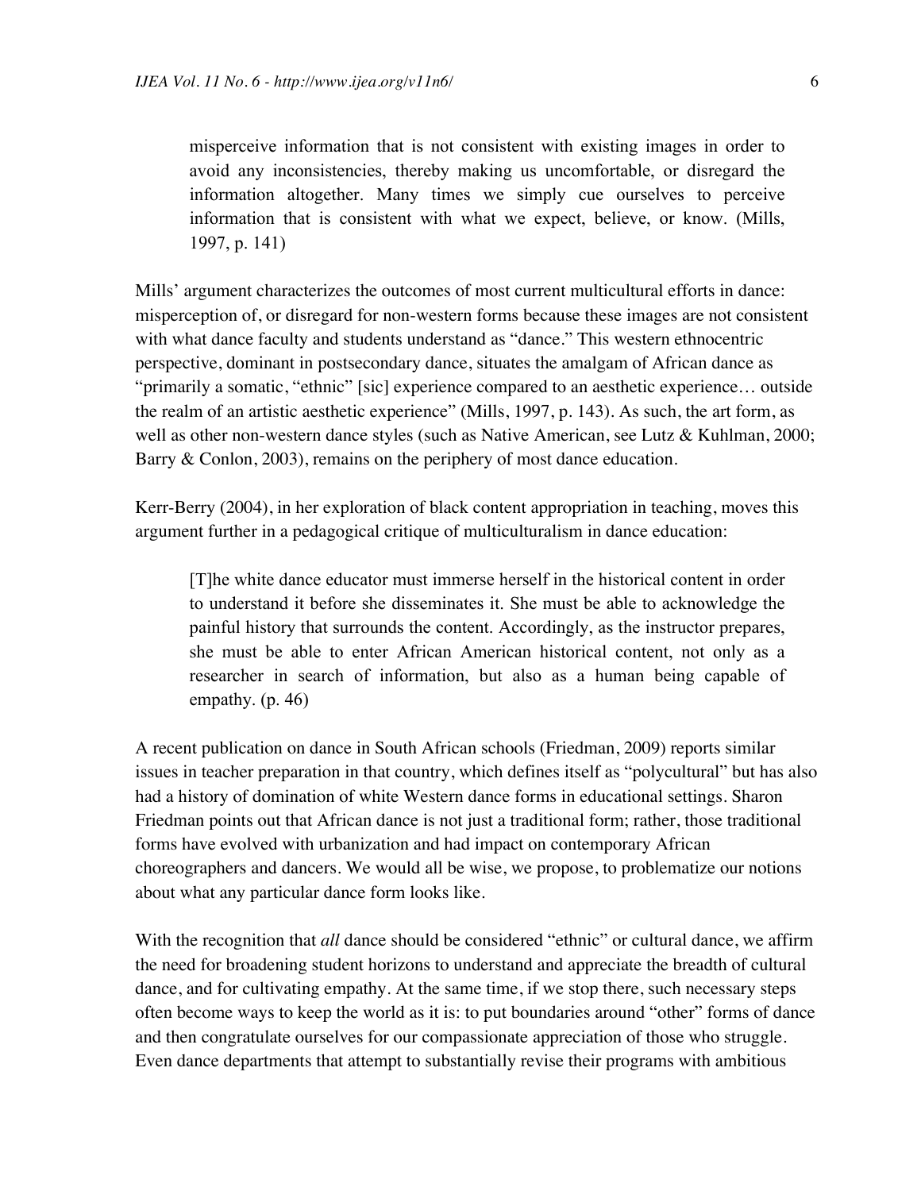> misperceive information that is not consistent with existing images in order to avoid any inconsistencies, thereby making us uncomfortable, or disregard the information altogether. Many times we simply cue ourselves to perceive information that is consistent with what we expect, believe, or know. (Mills, 1997, p. 141)

Mills' argument characterizes the outcomes of most current multicultural efforts in dance: misperception of, or disregard for non-western forms because these images are not consistent with what dance faculty and students understand as "dance." This western ethnocentric perspective, dominant in postsecondary dance, situates the amalgam of African dance as "primarily a somatic, "ethnic" [sic] experience compared to an aesthetic experience… outside the realm of an artistic aesthetic experience" (Mills, 1997, p. 143). As such, the art form, as well as other non-western dance styles (such as Native American, see Lutz & Kuhlman, 2000; Barry & Conlon, 2003), remains on the periphery of most dance education.

Kerr-Berry (2004), in her exploration of black content appropriation in teaching, moves this argument further in a pedagogical critique of multiculturalism in dance education:

> [T]he white dance educator must immerse herself in the historical content in order to understand it before she disseminates it. She must be able to acknowledge the painful history that surrounds the content. Accordingly, as the instructor prepares, she must be able to enter African American historical content, not only as a researcher in search of information, but also as a human being capable of empathy. (p. 46)

A recent publication on dance in South African schools (Friedman, 2009) reports similar issues in teacher preparation in that country, which defines itself as "polycultural" but has also had a history of domination of white Western dance forms in educational settings. Sharon Friedman points out that African dance is not just a traditional form; rather, those traditional forms have evolved with urbanization and had impact on contemporary African choreographers and dancers. We would all be wise, we propose, to problematize our notions about what any particular dance form looks like.

With the recognition that *all* dance should be considered "ethnic" or cultural dance, we affirm the need for broadening student horizons to understand and appreciate the breadth of cultural dance, and for cultivating empathy. At the same time, if we stop there, such necessary steps often become ways to keep the world as it is: to put boundaries around "other" forms of dance and then congratulate ourselves for our compassionate appreciation of those who struggle. Even dance departments that attempt to substantially revise their programs with ambitious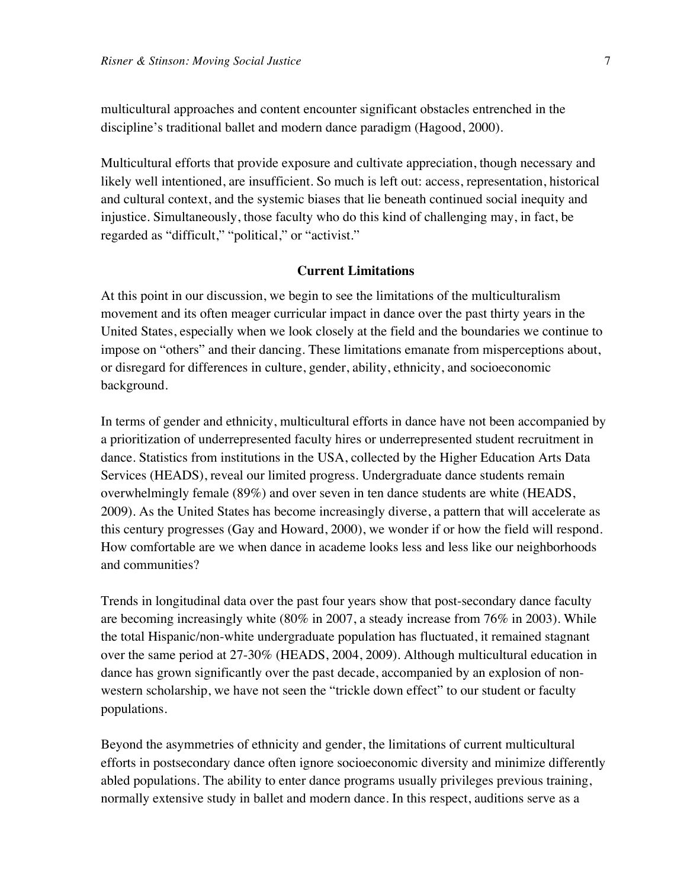multicultural approaches and content encounter significant obstacles entrenched in the discipline's traditional ballet and modern dance paradigm (Hagood, 2000).

Multicultural efforts that provide exposure and cultivate appreciation, though necessary and likely well intentioned, are insufficient. So much is left out: access, representation, historical and cultural context, and the systemic biases that lie beneath continued social inequity and injustice. Simultaneously, those faculty who do this kind of challenging may, in fact, be regarded as "difficult," "political," or "activist."

## Current Limitations

At this point in our discussion, we begin to see the limitations of the multiculturalism movement and its often meager curricular impact in dance over the past thirty years in the United States, especially when we look closely at the field and the boundaries we continue to impose on "others" and their dancing. These limitations emanate from misperceptions about, or disregard for differences in culture, gender, ability, ethnicity, and socioeconomic background.

In terms of gender and ethnicity, multicultural efforts in dance have not been accompanied by a prioritization of underrepresented faculty hires or underrepresented student recruitment in dance. Statistics from institutions in the USA, collected by the Higher Education Arts Data Services (HEADS), reveal our limited progress. Undergraduate dance students remain overwhelmingly female (89%) and over seven in ten dance students are white (HEADS, 2009). As the United States has become increasingly diverse, a pattern that will accelerate as this century progresses (Gay and Howard, 2000), we wonder if or how the field will respond. How comfortable are we when dance in academe looks less and less like our neighborhoods and communities?

Trends in longitudinal data over the past four years show that post-secondary dance faculty are becoming increasingly white (80% in 2007, a steady increase from 76% in 2003). While the total Hispanic/non-white undergraduate population has fluctuated, it remained stagnant over the same period at 27-30% (HEADS, 2004, 2009). Although multicultural education in dance has grown significantly over the past decade, accompanied by an explosion of non-western scholarship, we have not seen the "trickle down effect" to our student or faculty populations.

Beyond the asymmetries of ethnicity and gender, the limitations of current multicultural efforts in postsecondary dance often ignore socioeconomic diversity and minimize differently abled populations. The ability to enter dance programs usually privileges previous training, normally extensive study in ballet and modern dance. In this respect, auditions serve as a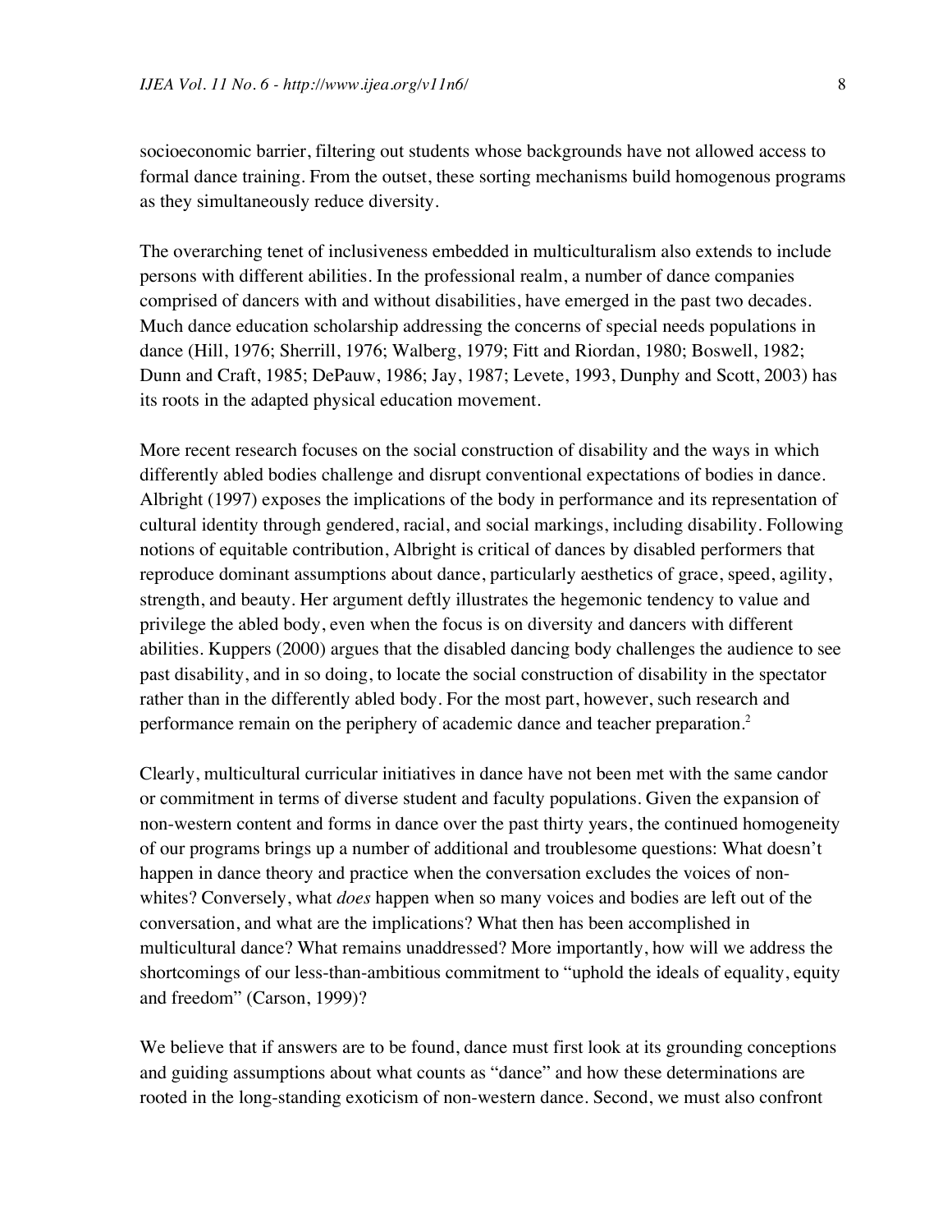socioeconomic barrier, filtering out students whose backgrounds have not allowed access to formal dance training. From the outset, these sorting mechanisms build homogenous programs as they simultaneously reduce diversity.

The overarching tenet of inclusiveness embedded in multiculturalism also extends to include persons with different abilities. In the professional realm, a number of dance companies comprised of dancers with and without disabilities, have emerged in the past two decades. Much dance education scholarship addressing the concerns of special needs populations in dance (Hill, 1976; Sherrill, 1976; Walberg, 1979; Fitt and Riordan, 1980; Boswell, 1982; Dunn and Craft, 1985; DePauw, 1986; Jay, 1987; Levete, 1993, Dunphy and Scott, 2003) has its roots in the adapted physical education movement.

More recent research focuses on the social construction of disability and the ways in which differently abled bodies challenge and disrupt conventional expectations of bodies in dance. Albright (1997) exposes the implications of the body in performance and its representation of cultural identity through gendered, racial, and social markings, including disability. Following notions of equitable contribution, Albright is critical of dances by disabled performers that reproduce dominant assumptions about dance, particularly aesthetics of grace, speed, agility, strength, and beauty. Her argument deftly illustrates the hegemonic tendency to value and privilege the abled body, even when the focus is on diversity and dancers with different abilities. Kuppers (2000) argues that the disabled dancing body challenges the audience to see past disability, and in so doing, to locate the social construction of disability in the spectator rather than in the differently abled body. For the most part, however, such research and performance remain on the periphery of academic dance and teacher preparation.[2]

Clearly, multicultural curricular initiatives in dance have not been met with the same candor or commitment in terms of diverse student and faculty populations. Given the expansion of non-western content and forms in dance over the past thirty years, the continued homogeneity of our programs brings up a number of additional and troublesome questions: What doesn't happen in dance theory and practice when the conversation excludes the voices of non-whites? Conversely, what *does* happen when so many voices and bodies are left out of the conversation, and what are the implications? What then has been accomplished in multicultural dance? What remains unaddressed? More importantly, how will we address the shortcomings of our less-than-ambitious commitment to "uphold the ideals of equality, equity and freedom" (Carson, 1999)?

We believe that if answers are to be found, dance must first look at its grounding conceptions and guiding assumptions about what counts as "dance" and how these determinations are rooted in the long-standing exoticism of non-western dance. Second, we must also confront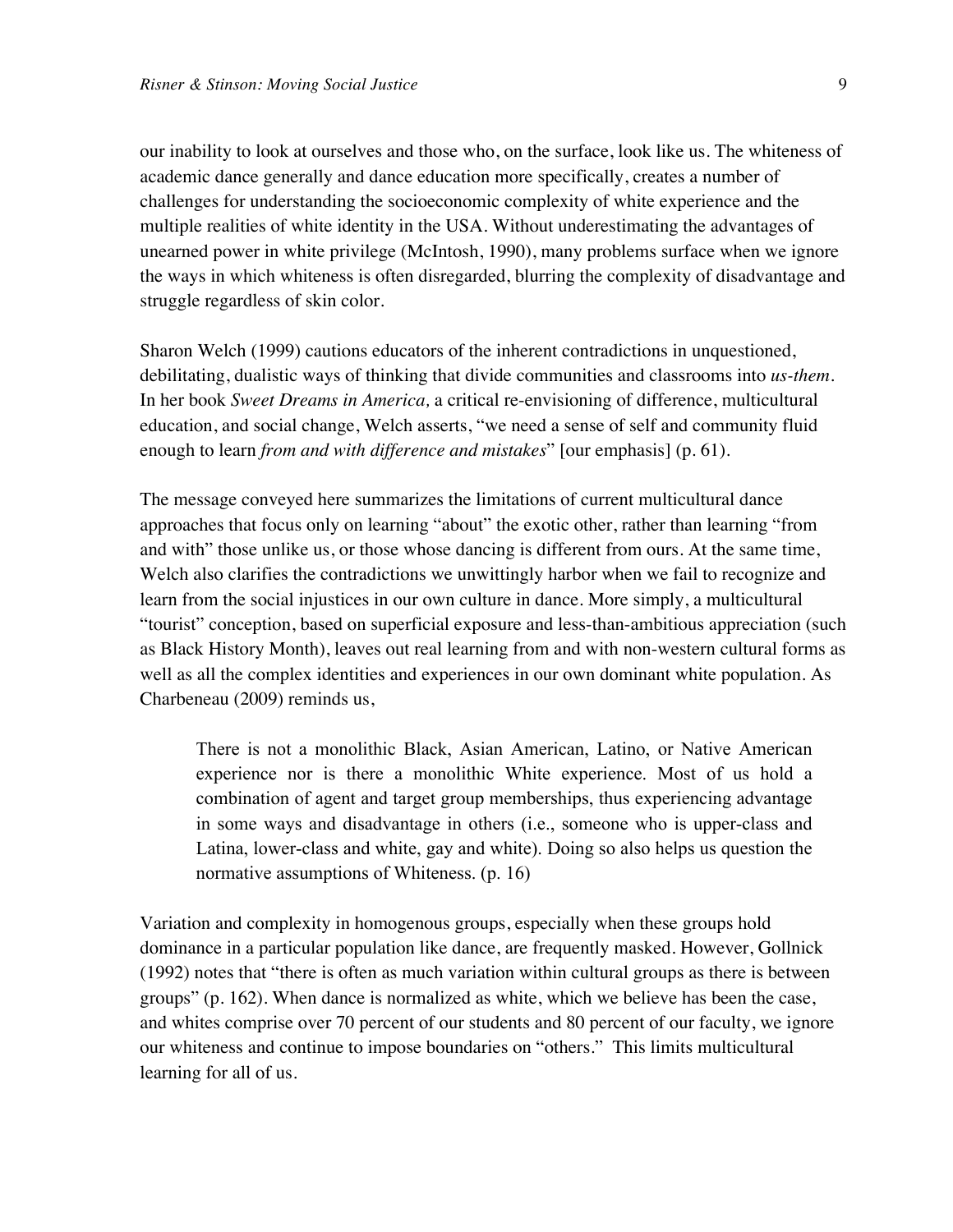our inability to look at ourselves and those who, on the surface, look like us. The whiteness of academic dance generally and dance education more specifically, creates a number of challenges for understanding the socioeconomic complexity of white experience and the multiple realities of white identity in the USA. Without underestimating the advantages of unearned power in white privilege (McIntosh, 1990), many problems surface when we ignore the ways in which whiteness is often disregarded, blurring the complexity of disadvantage and struggle regardless of skin color.

Sharon Welch (1999) cautions educators of the inherent contradictions in unquestioned, debilitating, dualistic ways of thinking that divide communities and classrooms into *us-them*. In her book *Sweet Dreams in America,* a critical re-envisioning of difference, multicultural education, and social change, Welch asserts, "we need a sense of self and community fluid enough to learn *from and with difference and mistakes*" [our emphasis] (p. 61).

The message conveyed here summarizes the limitations of current multicultural dance approaches that focus only on learning "about" the exotic other, rather than learning "from and with" those unlike us, or those whose dancing is different from ours. At the same time, Welch also clarifies the contradictions we unwittingly harbor when we fail to recognize and learn from the social injustices in our own culture in dance. More simply, a multicultural "tourist" conception, based on superficial exposure and less-than-ambitious appreciation (such as Black History Month), leaves out real learning from and with non-western cultural forms as well as all the complex identities and experiences in our own dominant white population. As Charbeneau (2009) reminds us,

> There is not a monolithic Black, Asian American, Latino, or Native American experience nor is there a monolithic White experience. Most of us hold a combination of agent and target group memberships, thus experiencing advantage in some ways and disadvantage in others (i.e., someone who is upper-class and Latina, lower-class and white, gay and white). Doing so also helps us question the normative assumptions of Whiteness. (p. 16)

Variation and complexity in homogenous groups, especially when these groups hold dominance in a particular population like dance, are frequently masked. However, Gollnick (1992) notes that "there is often as much variation within cultural groups as there is between groups" (p. 162). When dance is normalized as white, which we believe has been the case, and whites comprise over 70 percent of our students and 80 percent of our faculty, we ignore our whiteness and continue to impose boundaries on "others." This limits multicultural learning for all of us.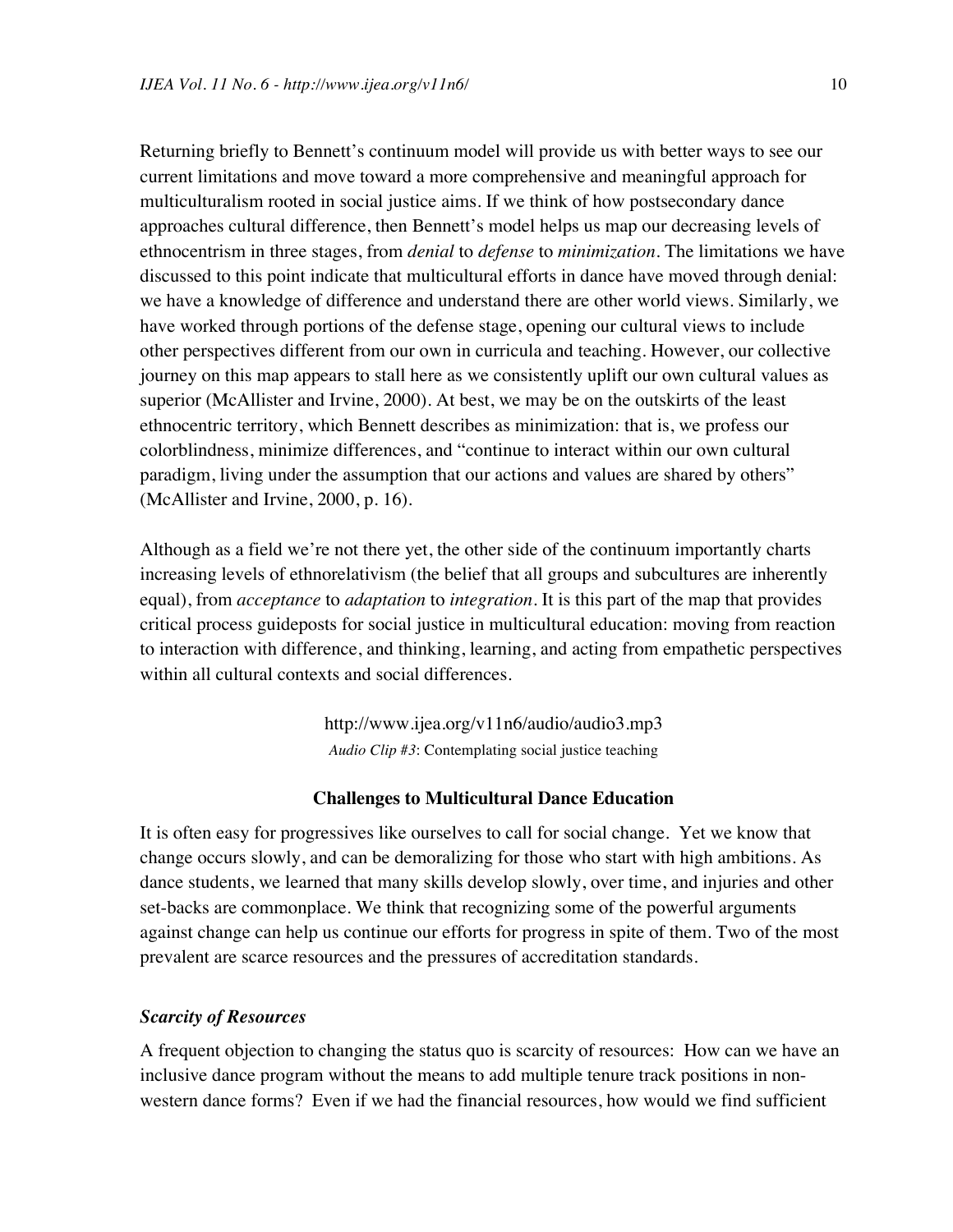Returning briefly to Bennett's continuum model will provide us with better ways to see our current limitations and move toward a more comprehensive and meaningful approach for multiculturalism rooted in social justice aims. If we think of how postsecondary dance approaches cultural difference, then Bennett's model helps us map our decreasing levels of ethnocentrism in three stages, from *denial* to *defense* to *minimization*. The limitations we have discussed to this point indicate that multicultural efforts in dance have moved through denial: we have a knowledge of difference and understand there are other world views. Similarly, we have worked through portions of the defense stage, opening our cultural views to include other perspectives different from our own in curricula and teaching. However, our collective journey on this map appears to stall here as we consistently uplift our own cultural values as superior (McAllister and Irvine, 2000). At best, we may be on the outskirts of the least ethnocentric territory, which Bennett describes as minimization: that is, we profess our colorblindness, minimize differences, and "continue to interact within our own cultural paradigm, living under the assumption that our actions and values are shared by others" (McAllister and Irvine, 2000, p. 16).

Although as a field we're not there yet, the other side of the continuum importantly charts increasing levels of ethnorelativism (the belief that all groups and subcultures are inherently equal), from *acceptance* to *adaptation* to *integration*. It is this part of the map that provides critical process guideposts for social justice in multicultural education: moving from reaction to interaction with difference, and thinking, learning, and acting from empathetic perspectives within all cultural contexts and social differences.

http://www.ijea.org/v11n6/audio/audio3.mp3

*Audio Clip #3*: Contemplating social justice teaching

### Challenges to Multicultural Dance Education

It is often easy for progressives like ourselves to call for social change. Yet we know that change occurs slowly, and can be demoralizing for those who start with high ambitions. As dance students, we learned that many skills develop slowly, over time, and injuries and other set-backs are commonplace. We think that recognizing some of the powerful arguments against change can help us continue our efforts for progress in spite of them. Two of the most prevalent are scarce resources and the pressures of accreditation standards.

#### *Scarcity of Resources*

A frequent objection to changing the status quo is scarcity of resources: How can we have an inclusive dance program without the means to add multiple tenure track positions in non-western dance forms? Even if we had the financial resources, how would we find sufficient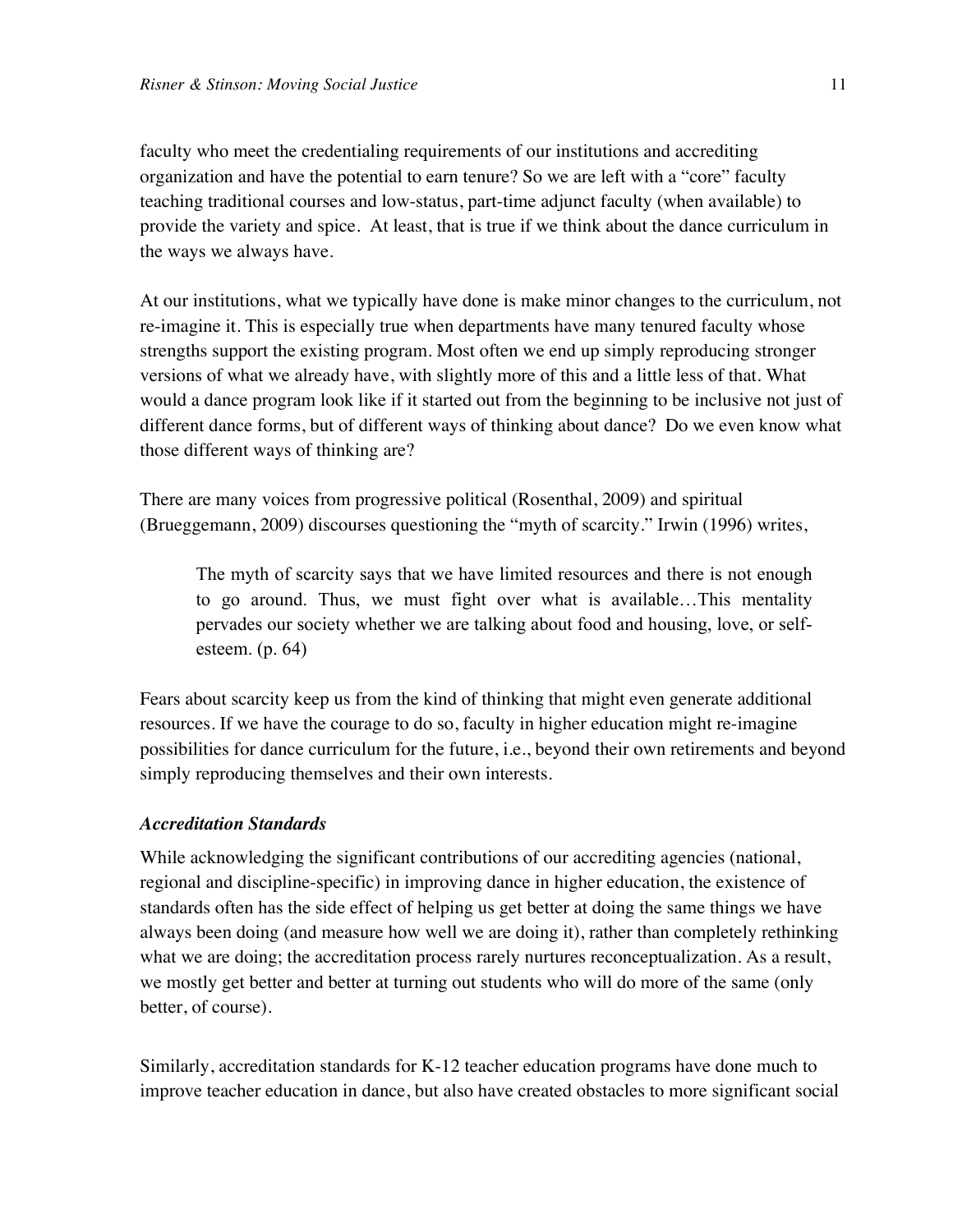faculty who meet the credentialing requirements of our institutions and accrediting organization and have the potential to earn tenure? So we are left with a "core" faculty teaching traditional courses and low-status, part-time adjunct faculty (when available) to provide the variety and spice. At least, that is true if we think about the dance curriculum in the ways we always have.

At our institutions, what we typically have done is make minor changes to the curriculum, not re-imagine it. This is especially true when departments have many tenured faculty whose strengths support the existing program. Most often we end up simply reproducing stronger versions of what we already have, with slightly more of this and a little less of that. What would a dance program look like if it started out from the beginning to be inclusive not just of different dance forms, but of different ways of thinking about dance? Do we even know what those different ways of thinking are?

There are many voices from progressive political (Rosenthal, 2009) and spiritual (Brueggemann, 2009) discourses questioning the "myth of scarcity." Irwin (1996) writes,

> The myth of scarcity says that we have limited resources and there is not enough to go around. Thus, we must fight over what is available…This mentality pervades our society whether we are talking about food and housing, love, or self-esteem. (p. 64)

Fears about scarcity keep us from the kind of thinking that might even generate additional resources. If we have the courage to do so, faculty in higher education might re-imagine possibilities for dance curriculum for the future, i.e., beyond their own retirements and beyond simply reproducing themselves and their own interests.

### *Accreditation Standards*

While acknowledging the significant contributions of our accrediting agencies (national, regional and discipline-specific) in improving dance in higher education, the existence of standards often has the side effect of helping us get better at doing the same things we have always been doing (and measure how well we are doing it), rather than completely rethinking what we are doing; the accreditation process rarely nurtures reconceptualization. As a result, we mostly get better and better at turning out students who will do more of the same (only better, of course).

Similarly, accreditation standards for K-12 teacher education programs have done much to improve teacher education in dance, but also have created obstacles to more significant social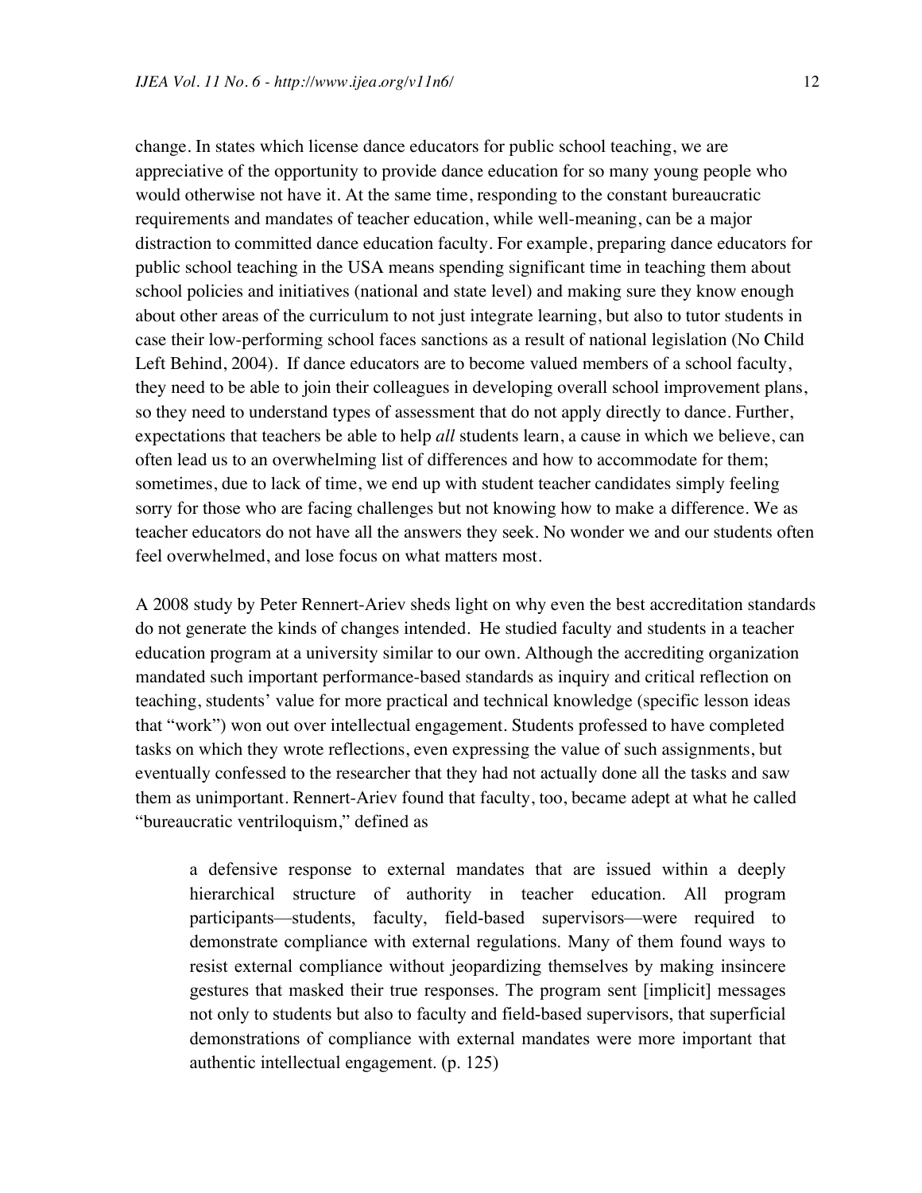change. In states which license dance educators for public school teaching, we are appreciative of the opportunity to provide dance education for so many young people who would otherwise not have it. At the same time, responding to the constant bureaucratic requirements and mandates of teacher education, while well-meaning, can be a major distraction to committed dance education faculty. For example, preparing dance educators for public school teaching in the USA means spending significant time in teaching them about school policies and initiatives (national and state level) and making sure they know enough about other areas of the curriculum to not just integrate learning, but also to tutor students in case their low-performing school faces sanctions as a result of national legislation (No Child Left Behind, 2004). If dance educators are to become valued members of a school faculty, they need to be able to join their colleagues in developing overall school improvement plans, so they need to understand types of assessment that do not apply directly to dance. Further, expectations that teachers be able to help *all* students learn, a cause in which we believe, can often lead us to an overwhelming list of differences and how to accommodate for them; sometimes, due to lack of time, we end up with student teacher candidates simply feeling sorry for those who are facing challenges but not knowing how to make a difference. We as teacher educators do not have all the answers they seek. No wonder we and our students often feel overwhelmed, and lose focus on what matters most.

A 2008 study by Peter Rennert-Ariev sheds light on why even the best accreditation standards do not generate the kinds of changes intended. He studied faculty and students in a teacher education program at a university similar to our own. Although the accrediting organization mandated such important performance-based standards as inquiry and critical reflection on teaching, students' value for more practical and technical knowledge (specific lesson ideas that "work") won out over intellectual engagement. Students professed to have completed tasks on which they wrote reflections, even expressing the value of such assignments, but eventually confessed to the researcher that they had not actually done all the tasks and saw them as unimportant. Rennert-Ariev found that faculty, too, became adept at what he called "bureaucratic ventriloquism," defined as

> a defensive response to external mandates that are issued within a deeply hierarchical structure of authority in teacher education. All program participants—students, faculty, field-based supervisors—were required to demonstrate compliance with external regulations. Many of them found ways to resist external compliance without jeopardizing themselves by making insincere gestures that masked their true responses. The program sent [implicit] messages not only to students but also to faculty and field-based supervisors, that superficial demonstrations of compliance with external mandates were more important that authentic intellectual engagement. (p. 125)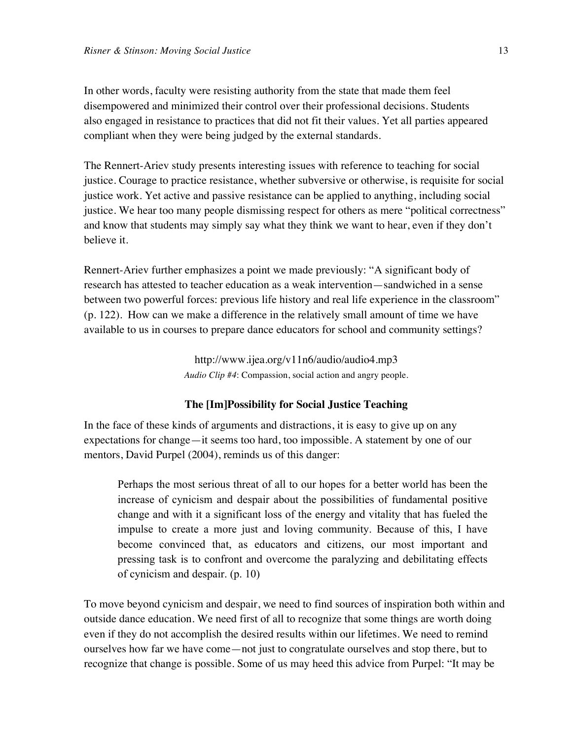In other words, faculty were resisting authority from the state that made them feel disempowered and minimized their control over their professional decisions. Students also engaged in resistance to practices that did not fit their values. Yet all parties appeared compliant when they were being judged by the external standards.

The Rennert-Ariev study presents interesting issues with reference to teaching for social justice. Courage to practice resistance, whether subversive or otherwise, is requisite for social justice work. Yet active and passive resistance can be applied to anything, including social justice. We hear too many people dismissing respect for others as mere "political correctness" and know that students may simply say what they think we want to hear, even if they don't believe it.

Rennert-Ariev further emphasizes a point we made previously: "A significant body of research has attested to teacher education as a weak intervention—sandwiched in a sense between two powerful forces: previous life history and real life experience in the classroom" (p. 122). How can we make a difference in the relatively small amount of time we have available to us in courses to prepare dance educators for school and community settings?

http://www.ijea.org/v11n6/audio/audio4.mp3

*Audio Clip #4*: Compassion, social action and angry people.

**The [Im]Possibility for Social Justice Teaching**

In the face of these kinds of arguments and distractions, it is easy to give up on any expectations for change—it seems too hard, too impossible. A statement by one of our mentors, David Purpel (2004), reminds us of this danger:

> Perhaps the most serious threat of all to our hopes for a better world has been the increase of cynicism and despair about the possibilities of fundamental positive change and with it a significant loss of the energy and vitality that has fueled the impulse to create a more just and loving community. Because of this, I have become convinced that, as educators and citizens, our most important and pressing task is to confront and overcome the paralyzing and debilitating effects of cynicism and despair. (p. 10)

To move beyond cynicism and despair, we need to find sources of inspiration both within and outside dance education. We need first of all to recognize that some things are worth doing even if they do not accomplish the desired results within our lifetimes. We need to remind ourselves how far we have come—not just to congratulate ourselves and stop there, but to recognize that change is possible. Some of us may heed this advice from Purpel: "It may be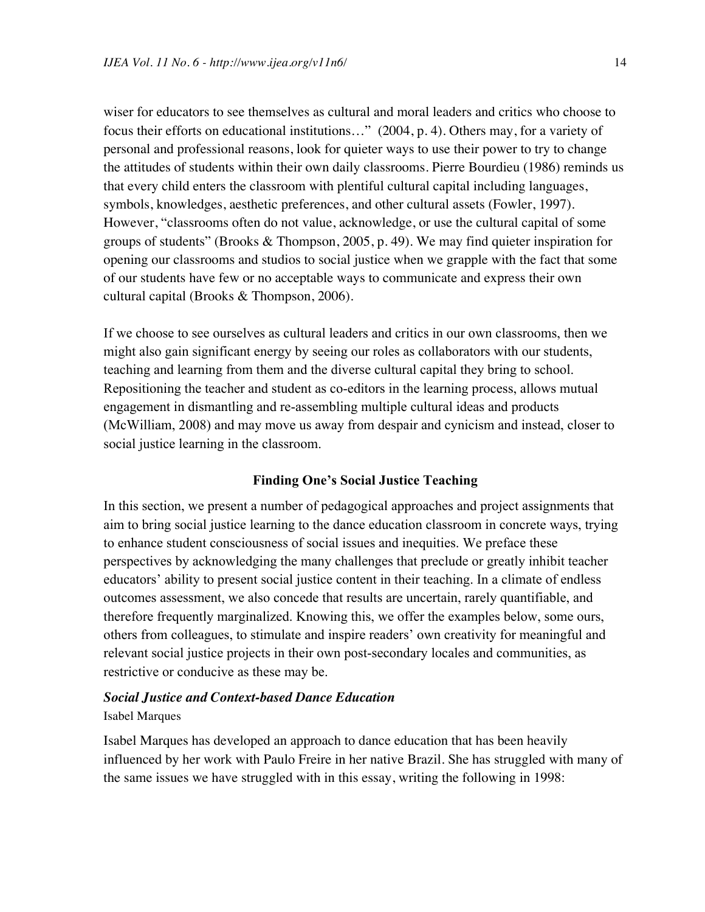wiser for educators to see themselves as cultural and moral leaders and critics who choose to focus their efforts on educational institutions…" (2004, p. 4). Others may, for a variety of personal and professional reasons, look for quieter ways to use their power to try to change the attitudes of students within their own daily classrooms. Pierre Bourdieu (1986) reminds us that every child enters the classroom with plentiful cultural capital including languages, symbols, knowledges, aesthetic preferences, and other cultural assets (Fowler, 1997). However, "classrooms often do not value, acknowledge, or use the cultural capital of some groups of students" (Brooks & Thompson, 2005, p. 49). We may find quieter inspiration for opening our classrooms and studios to social justice when we grapple with the fact that some of our students have few or no acceptable ways to communicate and express their own cultural capital (Brooks & Thompson, 2006).

If we choose to see ourselves as cultural leaders and critics in our own classrooms, then we might also gain significant energy by seeing our roles as collaborators with our students, teaching and learning from them and the diverse cultural capital they bring to school. Repositioning the teacher and student as co-editors in the learning process, allows mutual engagement in dismantling and re-assembling multiple cultural ideas and products (McWilliam, 2008) and may move us away from despair and cynicism and instead, closer to social justice learning in the classroom.

## Finding One's Social Justice Teaching

In this section, we present a number of pedagogical approaches and project assignments that aim to bring social justice learning to the dance education classroom in concrete ways, trying to enhance student consciousness of social issues and inequities. We preface these perspectives by acknowledging the many challenges that preclude or greatly inhibit teacher educators' ability to present social justice content in their teaching. In a climate of endless outcomes assessment, we also concede that results are uncertain, rarely quantifiable, and therefore frequently marginalized. Knowing this, we offer the examples below, some ours, others from colleagues, to stimulate and inspire readers' own creativity for meaningful and relevant social justice projects in their own post-secondary locales and communities, as restrictive or conducive as these may be.

### *Social Justice and Context-based Dance Education*

Isabel Marques

Isabel Marques has developed an approach to dance education that has been heavily influenced by her work with Paulo Freire in her native Brazil. She has struggled with many of the same issues we have struggled with in this essay, writing the following in 1998: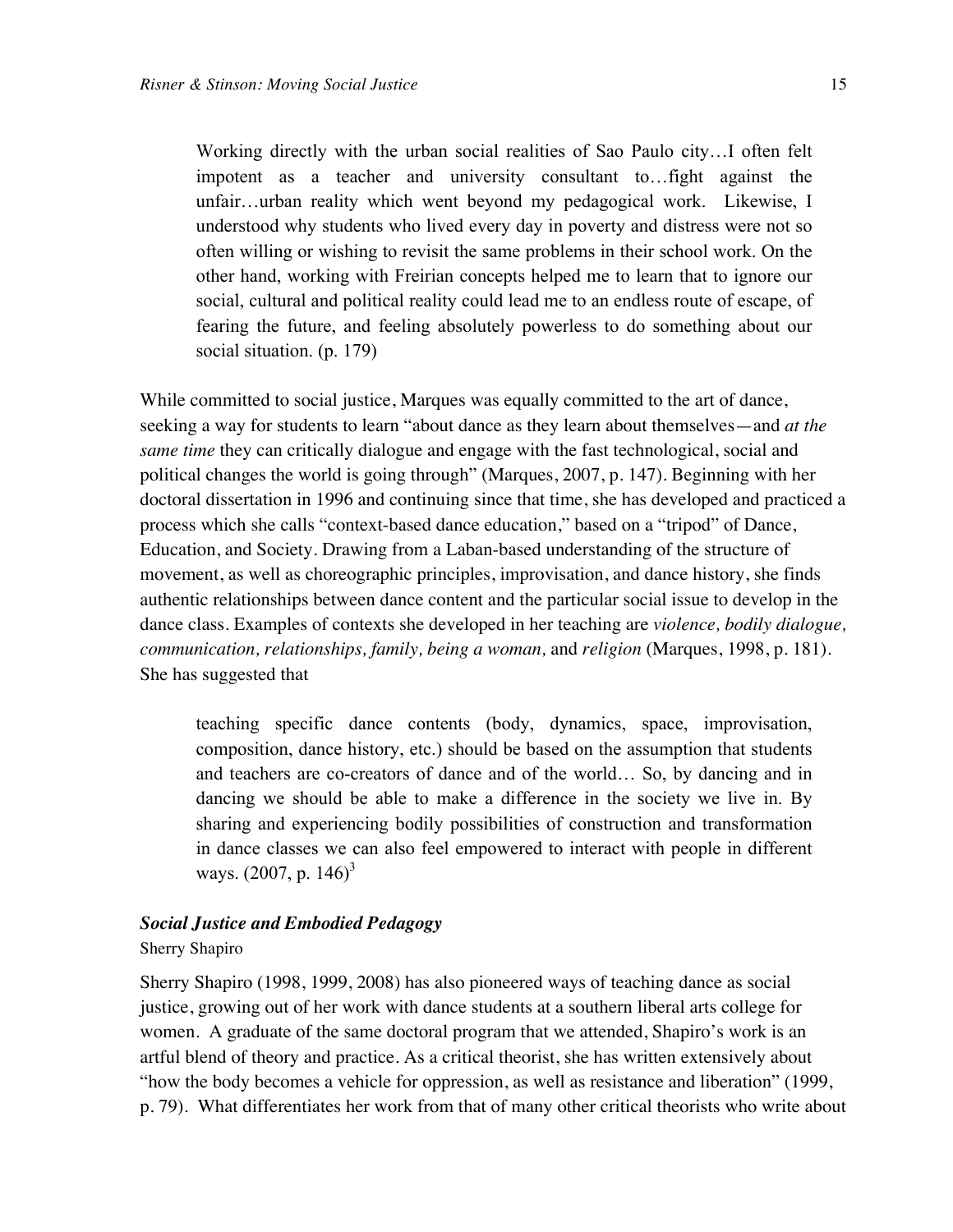> Working directly with the urban social realities of Sao Paulo city…I often felt impotent as a teacher and university consultant to…fight against the unfair…urban reality which went beyond my pedagogical work. Likewise, I understood why students who lived every day in poverty and distress were not so often willing or wishing to revisit the same problems in their school work. On the other hand, working with Freirian concepts helped me to learn that to ignore our social, cultural and political reality could lead me to an endless route of escape, of fearing the future, and feeling absolutely powerless to do something about our social situation. (p. 179)

While committed to social justice, Marques was equally committed to the art of dance, seeking a way for students to learn "about dance as they learn about themselves—and *at the same time* they can critically dialogue and engage with the fast technological, social and political changes the world is going through" (Marques, 2007, p. 147). Beginning with her doctoral dissertation in 1996 and continuing since that time, she has developed and practiced a process which she calls "context-based dance education," based on a "tripod" of Dance, Education, and Society. Drawing from a Laban-based understanding of the structure of movement, as well as choreographic principles, improvisation, and dance history, she finds authentic relationships between dance content and the particular social issue to develop in the dance class. Examples of contexts she developed in her teaching are *violence, bodily dialogue, communication, relationships, family, being a woman,* and *religion* (Marques, 1998, p. 181). She has suggested that

> teaching specific dance contents (body, dynamics, space, improvisation, composition, dance history, etc.) should be based on the assumption that students and teachers are co-creators of dance and of the world… So, by dancing and in dancing we should be able to make a difference in the society we live in. By sharing and experiencing bodily possibilities of construction and transformation in dance classes we can also feel empowered to interact with people in different ways. (2007, p. 146)[3]

### *Social Justice and Embodied Pedagogy*

Sherry Shapiro

Sherry Shapiro (1998, 1999, 2008) has also pioneered ways of teaching dance as social justice, growing out of her work with dance students at a southern liberal arts college for women. A graduate of the same doctoral program that we attended, Shapiro's work is an artful blend of theory and practice. As a critical theorist, she has written extensively about "how the body becomes a vehicle for oppression, as well as resistance and liberation" (1999, p. 79). What differentiates her work from that of many other critical theorists who write about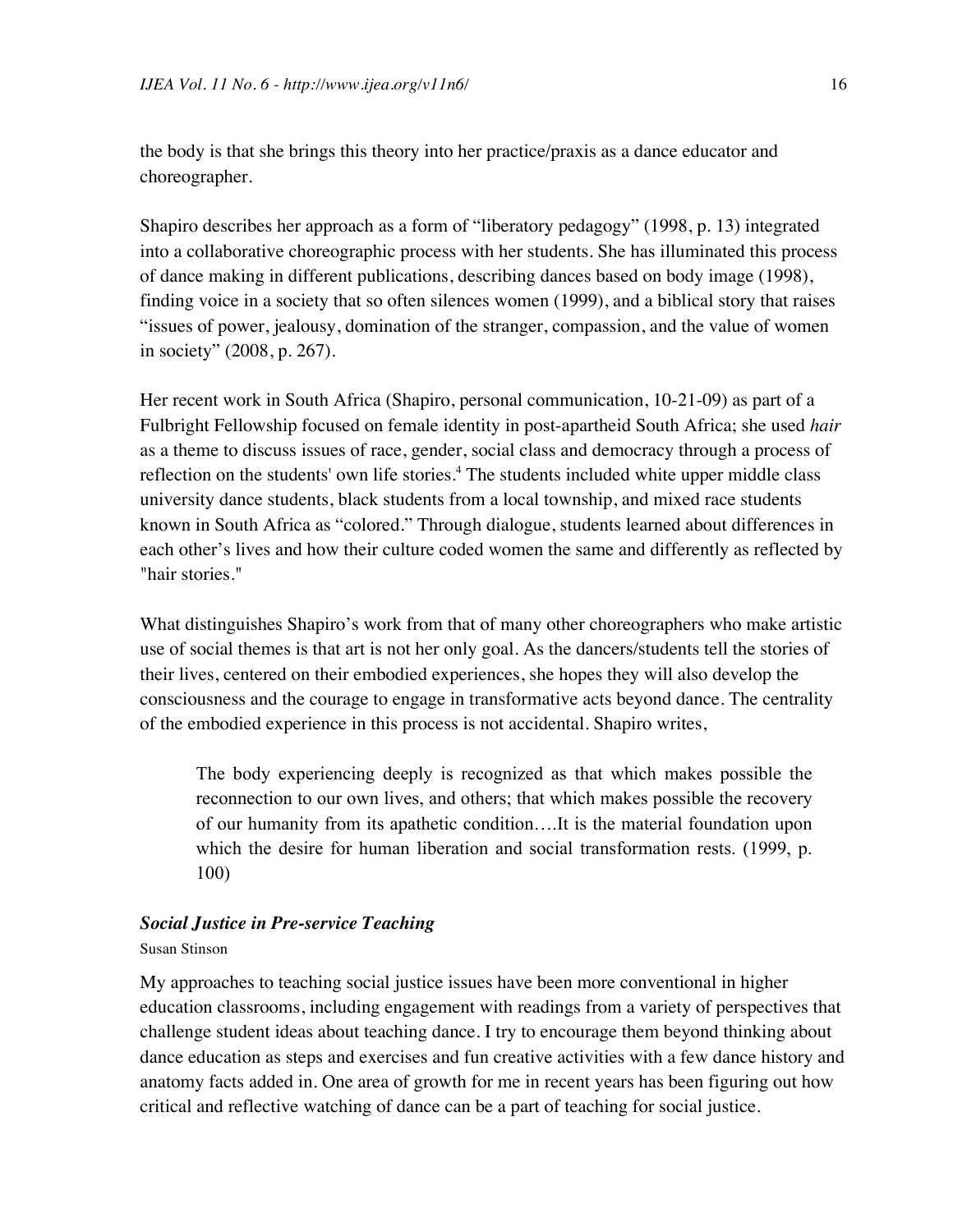the body is that she brings this theory into her practice/praxis as a dance educator and choreographer.

Shapiro describes her approach as a form of "liberatory pedagogy" (1998, p. 13) integrated into a collaborative choreographic process with her students. She has illuminated this process of dance making in different publications, describing dances based on body image (1998), finding voice in a society that so often silences women (1999), and a biblical story that raises "issues of power, jealousy, domination of the stranger, compassion, and the value of women in society" (2008, p. 267).

Her recent work in South Africa (Shapiro, personal communication, 10-21-09) as part of a Fulbright Fellowship focused on female identity in post-apartheid South Africa; she used *hair* as a theme to discuss issues of race, gender, social class and democracy through a process of reflection on the students' own life stories.[4] The students included white upper middle class university dance students, black students from a local township, and mixed race students known in South Africa as "colored." Through dialogue, students learned about differences in each other's lives and how their culture coded women the same and differently as reflected by "hair stories."

What distinguishes Shapiro's work from that of many other choreographers who make artistic use of social themes is that art is not her only goal. As the dancers/students tell the stories of their lives, centered on their embodied experiences, she hopes they will also develop the consciousness and the courage to engage in transformative acts beyond dance. The centrality of the embodied experience in this process is not accidental. Shapiro writes,

> The body experiencing deeply is recognized as that which makes possible the reconnection to our own lives, and others; that which makes possible the recovery of our humanity from its apathetic condition….It is the material foundation upon which the desire for human liberation and social transformation rests. (1999, p. 100)

### *Social Justice in Pre-service Teaching*

Susan Stinson

My approaches to teaching social justice issues have been more conventional in higher education classrooms, including engagement with readings from a variety of perspectives that challenge student ideas about teaching dance. I try to encourage them beyond thinking about dance education as steps and exercises and fun creative activities with a few dance history and anatomy facts added in. One area of growth for me in recent years has been figuring out how critical and reflective watching of dance can be a part of teaching for social justice.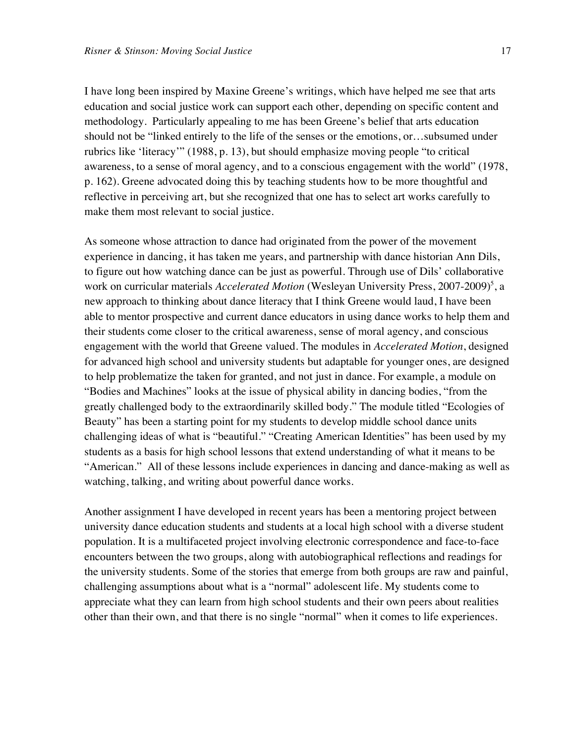I have long been inspired by Maxine Greene's writings, which have helped me see that arts education and social justice work can support each other, depending on specific content and methodology. Particularly appealing to me has been Greene's belief that arts education should not be "linked entirely to the life of the senses or the emotions, or…subsumed under rubrics like 'literacy'" (1988, p. 13), but should emphasize moving people "to critical awareness, to a sense of moral agency, and to a conscious engagement with the world" (1978, p. 162). Greene advocated doing this by teaching students how to be more thoughtful and reflective in perceiving art, but she recognized that one has to select art works carefully to make them most relevant to social justice.

As someone whose attraction to dance had originated from the power of the movement experience in dancing, it has taken me years, and partnership with dance historian Ann Dils, to figure out how watching dance can be just as powerful. Through use of Dils' collaborative work on curricular materials *Accelerated Motion* (Wesleyan University Press, 2007-2009)[5], a new approach to thinking about dance literacy that I think Greene would laud, I have been able to mentor prospective and current dance educators in using dance works to help them and their students come closer to the critical awareness, sense of moral agency, and conscious engagement with the world that Greene valued. The modules in *Accelerated Motion*, designed for advanced high school and university students but adaptable for younger ones, are designed to help problematize the taken for granted, and not just in dance. For example, a module on "Bodies and Machines" looks at the issue of physical ability in dancing bodies, "from the greatly challenged body to the extraordinarily skilled body." The module titled "Ecologies of Beauty" has been a starting point for my students to develop middle school dance units challenging ideas of what is "beautiful." "Creating American Identities" has been used by my students as a basis for high school lessons that extend understanding of what it means to be "American." All of these lessons include experiences in dancing and dance-making as well as watching, talking, and writing about powerful dance works.

Another assignment I have developed in recent years has been a mentoring project between university dance education students and students at a local high school with a diverse student population. It is a multifaceted project involving electronic correspondence and face-to-face encounters between the two groups, along with autobiographical reflections and readings for the university students. Some of the stories that emerge from both groups are raw and painful, challenging assumptions about what is a "normal" adolescent life. My students come to appreciate what they can learn from high school students and their own peers about realities other than their own, and that there is no single "normal" when it comes to life experiences.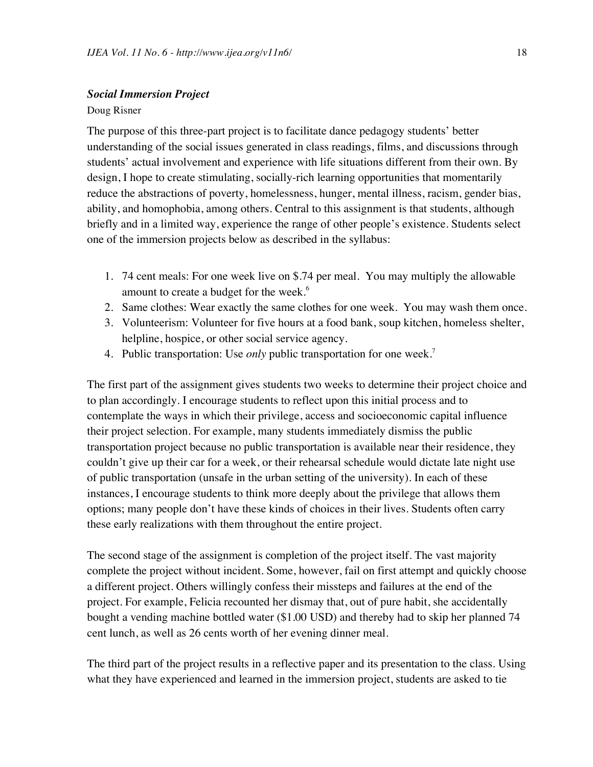### *Social Immersion Project*

Doug Risner

The purpose of this three-part project is to facilitate dance pedagogy students' better understanding of the social issues generated in class readings, films, and discussions through students' actual involvement and experience with life situations different from their own. By design, I hope to create stimulating, socially-rich learning opportunities that momentarily reduce the abstractions of poverty, homelessness, hunger, mental illness, racism, gender bias, ability, and homophobia, among others. Central to this assignment is that students, although briefly and in a limited way, experience the range of other people's existence. Students select one of the immersion projects below as described in the syllabus:

1. 74 cent meals: For one week live on $.74 per meal. You may multiply the allowable amount to create a budget for the week.[6]
2. Same clothes: Wear exactly the same clothes for one week. You may wash them once.
3. Volunteerism: Volunteer for five hours at a food bank, soup kitchen, homeless shelter, helpline, hospice, or other social service agency.
4. Public transportation: Use *only* public transportation for one week.[7]

The first part of the assignment gives students two weeks to determine their project choice and to plan accordingly. I encourage students to reflect upon this initial process and to contemplate the ways in which their privilege, access and socioeconomic capital influence their project selection. For example, many students immediately dismiss the public transportation project because no public transportation is available near their residence, they couldn't give up their car for a week, or their rehearsal schedule would dictate late night use of public transportation (unsafe in the urban setting of the university). In each of these instances, I encourage students to think more deeply about the privilege that allows them options; many people don't have these kinds of choices in their lives. Students often carry these early realizations with them throughout the entire project.

The second stage of the assignment is completion of the project itself. The vast majority complete the project without incident. Some, however, fail on first attempt and quickly choose a different project. Others willingly confess their missteps and failures at the end of the project. For example, Felicia recounted her dismay that, out of pure habit, she accidentally bought a vending machine bottled water ($1.00 USD) and thereby had to skip her planned 74 cent lunch, as well as 26 cents worth of her evening dinner meal.

The third part of the project results in a reflective paper and its presentation to the class. Using what they have experienced and learned in the immersion project, students are asked to tie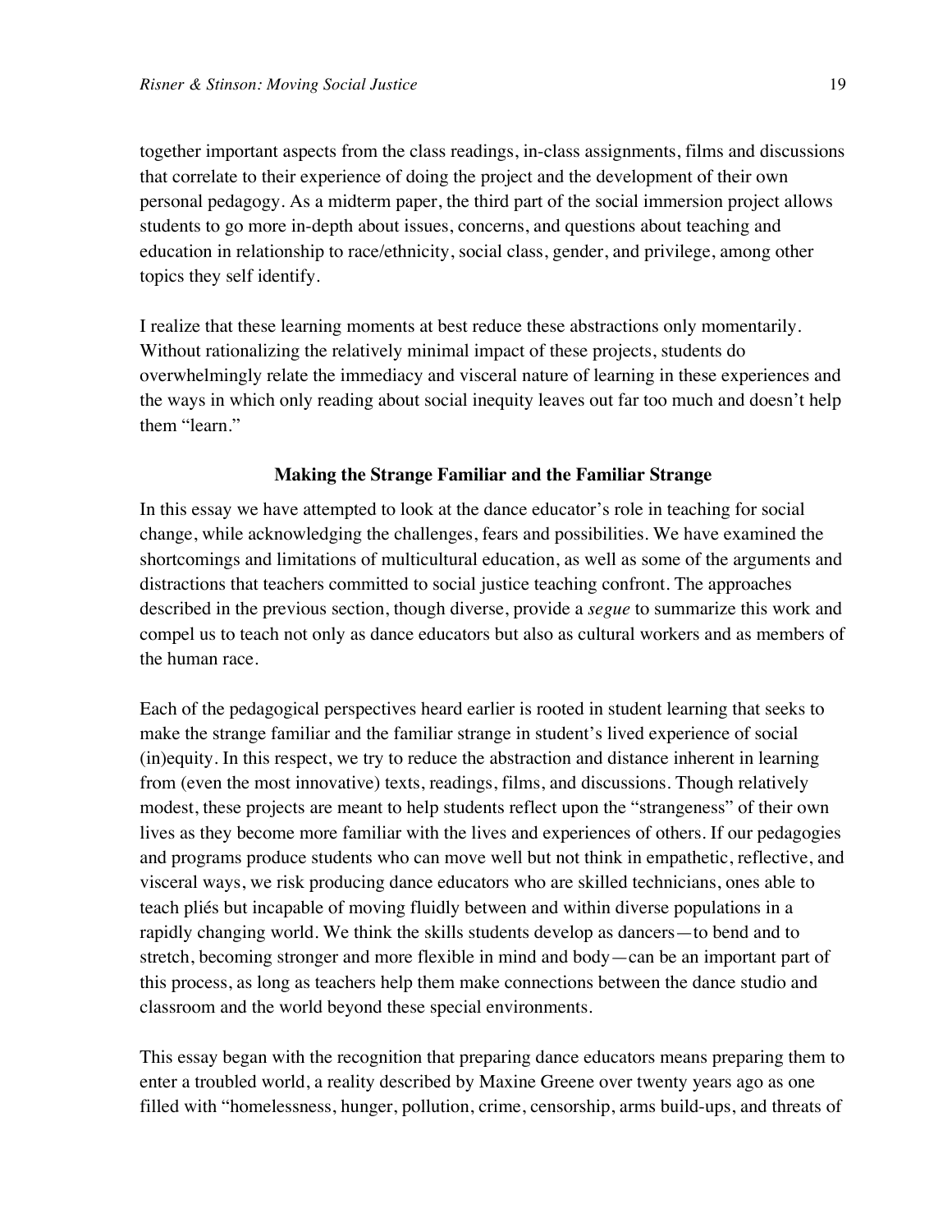together important aspects from the class readings, in-class assignments, films and discussions that correlate to their experience of doing the project and the development of their own personal pedagogy. As a midterm paper, the third part of the social immersion project allows students to go more in-depth about issues, concerns, and questions about teaching and education in relationship to race/ethnicity, social class, gender, and privilege, among other topics they self identify.

I realize that these learning moments at best reduce these abstractions only momentarily. Without rationalizing the relatively minimal impact of these projects, students do overwhelmingly relate the immediacy and visceral nature of learning in these experiences and the ways in which only reading about social inequity leaves out far too much and doesn't help them "learn."

### Making the Strange Familiar and the Familiar Strange

In this essay we have attempted to look at the dance educator's role in teaching for social change, while acknowledging the challenges, fears and possibilities. We have examined the shortcomings and limitations of multicultural education, as well as some of the arguments and distractions that teachers committed to social justice teaching confront. The approaches described in the previous section, though diverse, provide a *segue* to summarize this work and compel us to teach not only as dance educators but also as cultural workers and as members of the human race.

Each of the pedagogical perspectives heard earlier is rooted in student learning that seeks to make the strange familiar and the familiar strange in student's lived experience of social (in)equity. In this respect, we try to reduce the abstraction and distance inherent in learning from (even the most innovative) texts, readings, films, and discussions. Though relatively modest, these projects are meant to help students reflect upon the "strangeness" of their own lives as they become more familiar with the lives and experiences of others. If our pedagogies and programs produce students who can move well but not think in empathetic, reflective, and visceral ways, we risk producing dance educators who are skilled technicians, ones able to teach pliés but incapable of moving fluidly between and within diverse populations in a rapidly changing world. We think the skills students develop as dancers—to bend and to stretch, becoming stronger and more flexible in mind and body—can be an important part of this process, as long as teachers help them make connections between the dance studio and classroom and the world beyond these special environments.

This essay began with the recognition that preparing dance educators means preparing them to enter a troubled world, a reality described by Maxine Greene over twenty years ago as one filled with "homelessness, hunger, pollution, crime, censorship, arms build-ups, and threats of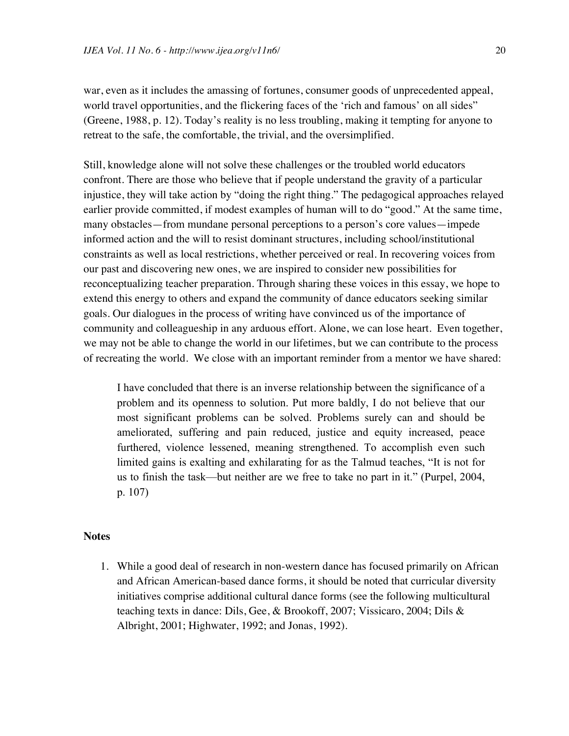war, even as it includes the amassing of fortunes, consumer goods of unprecedented appeal, world travel opportunities, and the flickering faces of the 'rich and famous' on all sides" (Greene, 1988, p. 12). Today's reality is no less troubling, making it tempting for anyone to retreat to the safe, the comfortable, the trivial, and the oversimplified.

Still, knowledge alone will not solve these challenges or the troubled world educators confront. There are those who believe that if people understand the gravity of a particular injustice, they will take action by "doing the right thing." The pedagogical approaches relayed earlier provide committed, if modest examples of human will to do "good." At the same time, many obstacles—from mundane personal perceptions to a person's core values—impede informed action and the will to resist dominant structures, including school/institutional constraints as well as local restrictions, whether perceived or real. In recovering voices from our past and discovering new ones, we are inspired to consider new possibilities for reconceptualizing teacher preparation. Through sharing these voices in this essay, we hope to extend this energy to others and expand the community of dance educators seeking similar goals. Our dialogues in the process of writing have convinced us of the importance of community and colleagueship in any arduous effort. Alone, we can lose heart. Even together, we may not be able to change the world in our lifetimes, but we can contribute to the process of recreating the world. We close with an important reminder from a mentor we have shared:

> I have concluded that there is an inverse relationship between the significance of a problem and its openness to solution. Put more baldly, I do not believe that our most significant problems can be solved. Problems surely can and should be ameliorated, suffering and pain reduced, justice and equity increased, peace furthered, violence lessened, meaning strengthened. To accomplish even such limited gains is exalting and exhilarating for as the Talmud teaches, "It is not for us to finish the task—but neither are we free to take no part in it." (Purpel, 2004, p. 107)

## Notes

1. While a good deal of research in non-western dance has focused primarily on African and African American-based dance forms, it should be noted that curricular diversity initiatives comprise additional cultural dance forms (see the following multicultural teaching texts in dance: Dils, Gee, & Brookoff, 2007; Vissicaro, 2004; Dils & Albright, 2001; Highwater, 1992; and Jonas, 1992).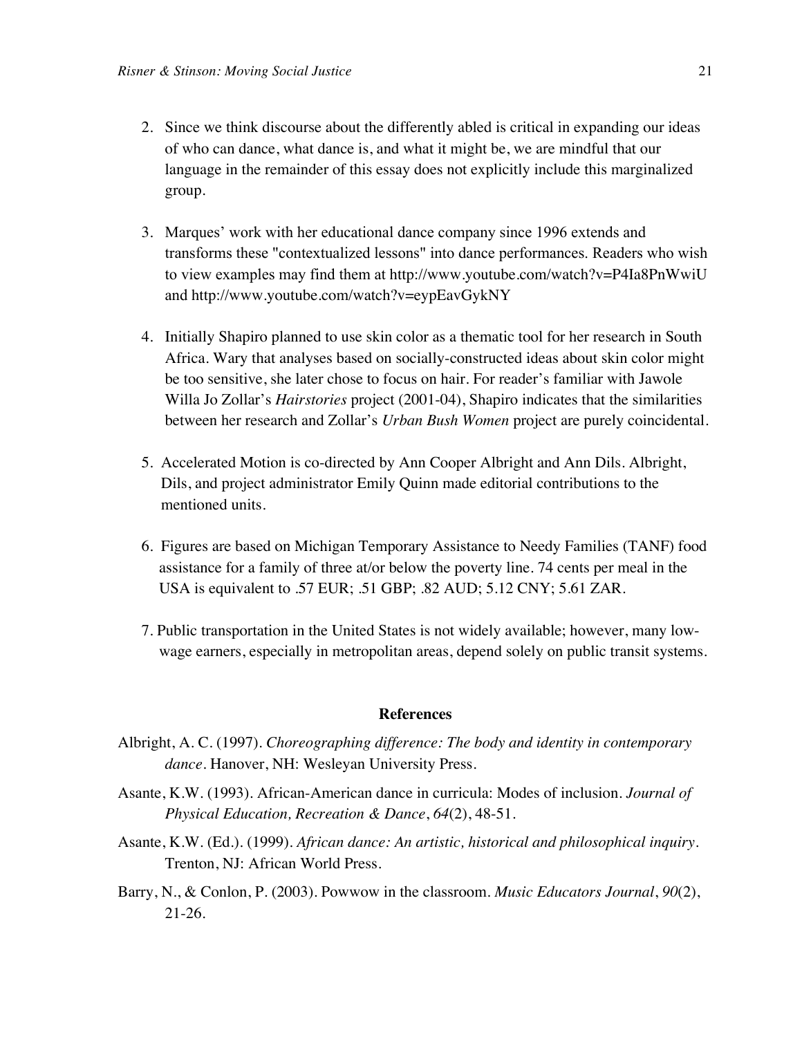2. Since we think discourse about the differently abled is critical in expanding our ideas of who can dance, what dance is, and what it might be, we are mindful that our language in the remainder of this essay does not explicitly include this marginalized group.

3. Marques' work with her educational dance company since 1996 extends and transforms these "contextualized lessons" into dance performances. Readers who wish to view examples may find them at http://www.youtube.com/watch?v=P4Ia8PnWwiU and http://www.youtube.com/watch?v=eypEavGykNY

4. Initially Shapiro planned to use skin color as a thematic tool for her research in South Africa. Wary that analyses based on socially-constructed ideas about skin color might be too sensitive, she later chose to focus on hair. For reader's familiar with Jawole Willa Jo Zollar's *Hairstories* project (2001-04), Shapiro indicates that the similarities between her research and Zollar's *Urban Bush Women* project are purely coincidental.

5. Accelerated Motion is co-directed by Ann Cooper Albright and Ann Dils. Albright, Dils, and project administrator Emily Quinn made editorial contributions to the mentioned units.

6. Figures are based on Michigan Temporary Assistance to Needy Families (TANF) food assistance for a family of three at/or below the poverty line. 74 cents per meal in the USA is equivalent to .57 EUR; .51 GBP; .82 AUD; 5.12 CNY; 5.61 ZAR.

7. Public transportation in the United States is not widely available; however, many low-wage earners, especially in metropolitan areas, depend solely on public transit systems.

## References

Albright, A. C. (1997). *Choreographing difference: The body and identity in contemporary dance*. Hanover, NH: Wesleyan University Press.

Asante, K.W. (1993). African-American dance in curricula: Modes of inclusion. *Journal of Physical Education, Recreation & Dance*, *64*(2), 48-51.

Asante, K.W. (Ed.). (1999). *African dance: An artistic, historical and philosophical inquiry*. Trenton, NJ: African World Press.

Barry, N., & Conlon, P. (2003). Powwow in the classroom. *Music Educators Journal*, *90*(2), 21-26.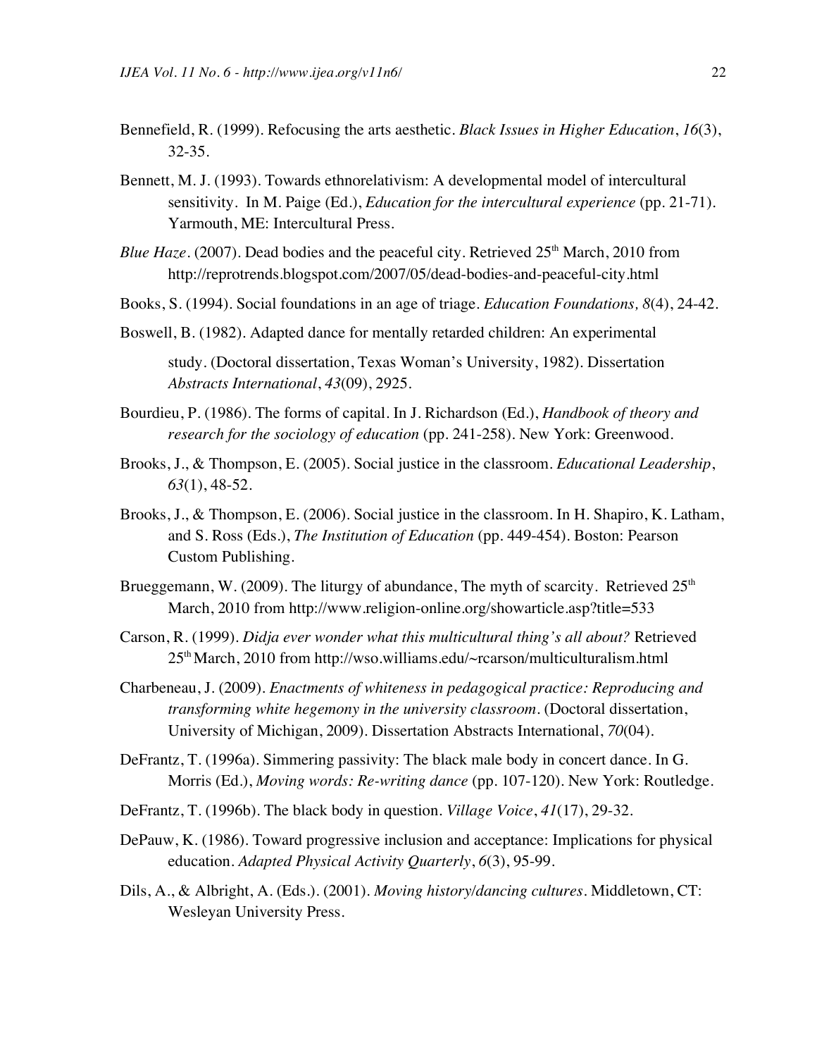Bennefield, R. (1999). Refocusing the arts aesthetic. *Black Issues in Higher Education*, *16*(3), 32-35.

Bennett, M. J. (1993). Towards ethnorelativism: A developmental model of intercultural sensitivity. In M. Paige (Ed.), *Education for the intercultural experience* (pp. 21-71). Yarmouth, ME: Intercultural Press.

*Blue Haze*. (2007). Dead bodies and the peaceful city. Retrieved 25th March, 2010 from http://reprotrends.blogspot.com/2007/05/dead-bodies-and-peaceful-city.html

Books, S. (1994). Social foundations in an age of triage. *Education Foundations, 8*(4), 24-42.

Boswell, B. (1982). Adapted dance for mentally retarded children: An experimental study. (Doctoral dissertation, Texas Woman's University, 1982). Dissertation *Abstracts International*, *43*(09), 2925.

Bourdieu, P. (1986). The forms of capital. In J. Richardson (Ed.), *Handbook of theory and research for the sociology of education* (pp. 241-258). New York: Greenwood.

Brooks, J., & Thompson, E. (2005). Social justice in the classroom. *Educational Leadership*, *63*(1), 48-52.

Brooks, J., & Thompson, E. (2006). Social justice in the classroom. In H. Shapiro, K. Latham, and S. Ross (Eds.), *The Institution of Education* (pp. 449-454). Boston: Pearson Custom Publishing.

Brueggemann, W. (2009). The liturgy of abundance, The myth of scarcity. Retrieved 25th March, 2010 from http://www.religion-online.org/showarticle.asp?title=533

Carson, R. (1999). *Didja ever wonder what this multicultural thing's all about?* Retrieved 25th March, 2010 from http://wso.williams.edu/~rcarson/multiculturalism.html

Charbeneau, J. (2009). *Enactments of whiteness in pedagogical practice: Reproducing and transforming white hegemony in the university classroom*. (Doctoral dissertation, University of Michigan, 2009). Dissertation Abstracts International, *70*(04).

DeFrantz, T. (1996a). Simmering passivity: The black male body in concert dance. In G. Morris (Ed.), *Moving words: Re-writing dance* (pp. 107-120). New York: Routledge.

DeFrantz, T. (1996b). The black body in question. *Village Voice*, *41*(17), 29-32.

DePauw, K. (1986). Toward progressive inclusion and acceptance: Implications for physical education. *Adapted Physical Activity Quarterly*, *6*(3), 95-99.

Dils, A., & Albright, A. (Eds.). (2001). *Moving history/dancing cultures*. Middletown, CT: Wesleyan University Press.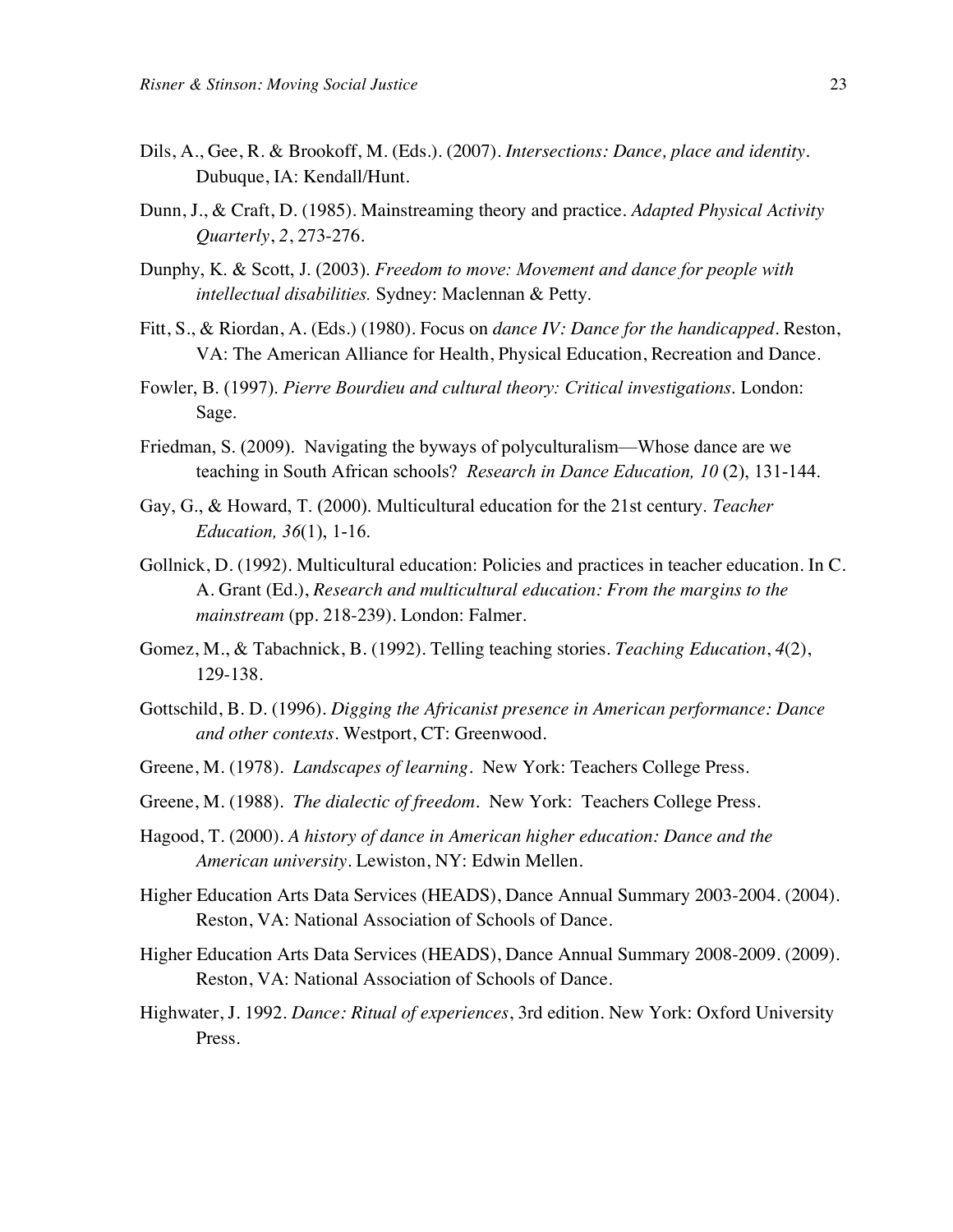Dils, A., Gee, R. & Brookoff, M. (Eds.). (2007). *Intersections: Dance, place and identity*. Dubuque, IA: Kendall/Hunt.

Dunn, J., & Craft, D. (1985). Mainstreaming theory and practice. *Adapted Physical Activity Quarterly*, *2*, 273-276.

Dunphy, K. & Scott, J. (2003). *Freedom to move: Movement and dance for people with intellectual disabilities.* Sydney: Maclennan & Petty.

Fitt, S., & Riordan, A. (Eds.) (1980). Focus on *dance IV: Dance for the handicapped*. Reston, VA: The American Alliance for Health, Physical Education, Recreation and Dance.

Fowler, B. (1997). *Pierre Bourdieu and cultural theory: Critical investigations*. London: Sage.

Friedman, S. (2009). Navigating the byways of polyculturalism—Whose dance are we teaching in South African schools? *Research in Dance Education, 10* (2), 131-144.

Gay, G., & Howard, T. (2000). Multicultural education for the 21st century. *Teacher Education, 36*(1), 1-16.

Gollnick, D. (1992). Multicultural education: Policies and practices in teacher education. In C. A. Grant (Ed.), *Research and multicultural education: From the margins to the mainstream* (pp. 218-239). London: Falmer.

Gomez, M., & Tabachnick, B. (1992). Telling teaching stories. *Teaching Education*, *4*(2), 129-138.

Gottschild, B. D. (1996). *Digging the Africanist presence in American performance: Dance and other contexts*. Westport, CT: Greenwood.

Greene, M. (1978). *Landscapes of learning*. New York: Teachers College Press.

Greene, M. (1988). *The dialectic of freedom*. New York: Teachers College Press.

Hagood, T. (2000). *A history of dance in American higher education: Dance and the American university*. Lewiston, NY: Edwin Mellen.

Higher Education Arts Data Services (HEADS), Dance Annual Summary 2003-2004. (2004). Reston, VA: National Association of Schools of Dance.

Higher Education Arts Data Services (HEADS), Dance Annual Summary 2008-2009. (2009). Reston, VA: National Association of Schools of Dance.

Highwater, J. 1992. *Dance: Ritual of experiences*, 3rd edition. New York: Oxford University Press.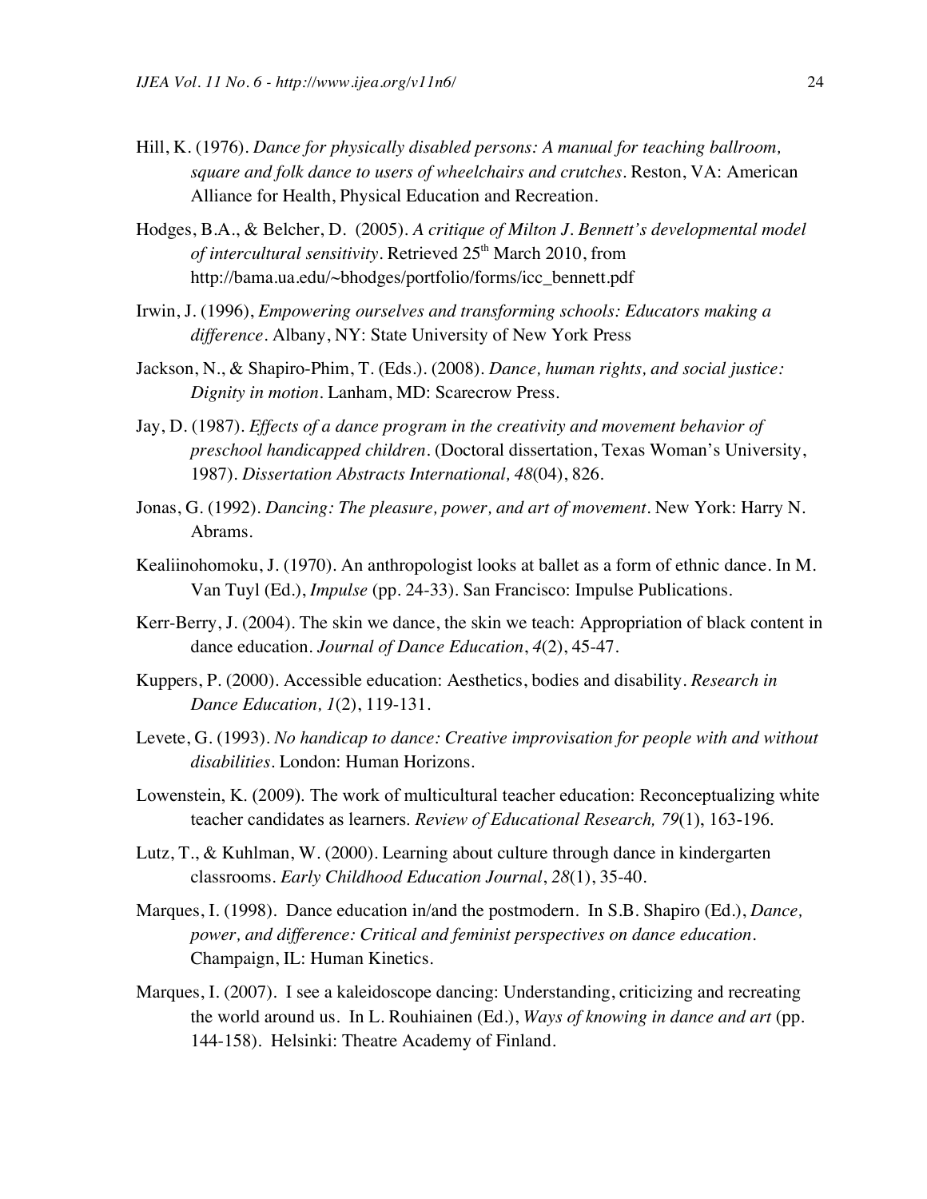Hill, K. (1976). *Dance for physically disabled persons: A manual for teaching ballroom, square and folk dance to users of wheelchairs and crutches*. Reston, VA: American Alliance for Health, Physical Education and Recreation.

Hodges, B.A., & Belcher, D. (2005). *A critique of Milton J. Bennett's developmental model of intercultural sensitivity*. Retrieved 25th March 2010, from http://bama.ua.edu/~bhodges/portfolio/forms/icc_bennett.pdf

Irwin, J. (1996), *Empowering ourselves and transforming schools: Educators making a difference*. Albany, NY: State University of New York Press

Jackson, N., & Shapiro-Phim, T. (Eds.). (2008). *Dance, human rights, and social justice: Dignity in motion*. Lanham, MD: Scarecrow Press.

Jay, D. (1987). *Effects of a dance program in the creativity and movement behavior of preschool handicapped children*. (Doctoral dissertation, Texas Woman's University, 1987). *Dissertation Abstracts International, 48*(04), 826.

Jonas, G. (1992). *Dancing: The pleasure, power, and art of movement*. New York: Harry N. Abrams.

Kealiinohomoku, J. (1970). An anthropologist looks at ballet as a form of ethnic dance. In M. Van Tuyl (Ed.), *Impulse* (pp. 24-33). San Francisco: Impulse Publications.

Kerr-Berry, J. (2004). The skin we dance, the skin we teach: Appropriation of black content in dance education. *Journal of Dance Education*, *4*(2), 45-47.

Kuppers, P. (2000). Accessible education: Aesthetics, bodies and disability. *Research in Dance Education, 1*(2), 119-131.

Levete, G. (1993). *No handicap to dance: Creative improvisation for people with and without disabilities*. London: Human Horizons.

Lowenstein, K. (2009). The work of multicultural teacher education: Reconceptualizing white teacher candidates as learners. *Review of Educational Research, 79*(1), 163-196.

Lutz, T., & Kuhlman, W. (2000). Learning about culture through dance in kindergarten classrooms. *Early Childhood Education Journal*, *28*(1), 35-40.

Marques, I. (1998). Dance education in/and the postmodern. In S.B. Shapiro (Ed.), *Dance, power, and difference: Critical and feminist perspectives on dance education*. Champaign, IL: Human Kinetics.

Marques, I. (2007). I see a kaleidoscope dancing: Understanding, criticizing and recreating the world around us. In L. Rouhiainen (Ed.), *Ways of knowing in dance and art* (pp. 144-158). Helsinki: Theatre Academy of Finland.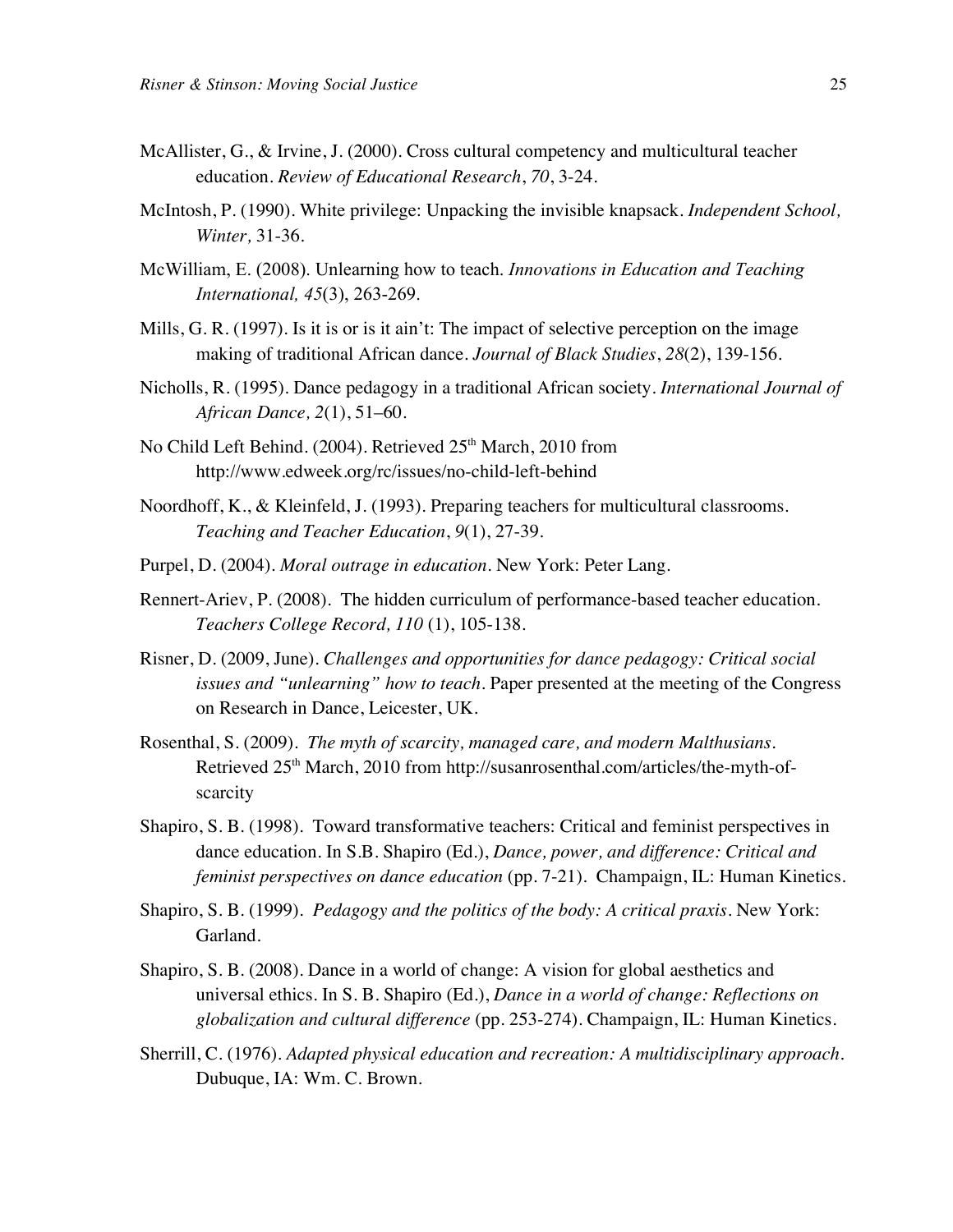McAllister, G., & Irvine, J. (2000). Cross cultural competency and multicultural teacher education. *Review of Educational Research*, *70*, 3-24.

McIntosh, P. (1990). White privilege: Unpacking the invisible knapsack. *Independent School, Winter,* 31-36.

McWilliam, E. (2008). Unlearning how to teach. *Innovations in Education and Teaching International, 45*(3), 263-269.

Mills, G. R. (1997). Is it is or is it ain't: The impact of selective perception on the image making of traditional African dance. *Journal of Black Studies*, *28*(2), 139-156.

Nicholls, R. (1995). Dance pedagogy in a traditional African society. *International Journal of African Dance, 2*(1), 51–60.

No Child Left Behind. (2004). Retrieved 25th March, 2010 from http://www.edweek.org/rc/issues/no-child-left-behind

Noordhoff, K., & Kleinfeld, J. (1993). Preparing teachers for multicultural classrooms. *Teaching and Teacher Education*, *9*(1), 27-39.

Purpel, D. (2004). *Moral outrage in education*. New York: Peter Lang.

Rennert-Ariev, P. (2008). The hidden curriculum of performance-based teacher education. *Teachers College Record, 110* (1), 105-138.

Risner, D. (2009, June). *Challenges and opportunities for dance pedagogy: Critical social issues and "unlearning" how to teach*. Paper presented at the meeting of the Congress on Research in Dance, Leicester, UK.

Rosenthal, S. (2009). *The myth of scarcity, managed care, and modern Malthusians*. Retrieved 25th March, 2010 from http://susanrosenthal.com/articles/the-myth-of-scarcity

Shapiro, S. B. (1998). Toward transformative teachers: Critical and feminist perspectives in dance education. In S.B. Shapiro (Ed.), *Dance, power, and difference: Critical and feminist perspectives on dance education* (pp. 7-21). Champaign, IL: Human Kinetics.

Shapiro, S. B. (1999). *Pedagogy and the politics of the body: A critical praxis*. New York: Garland.

Shapiro, S. B. (2008). Dance in a world of change: A vision for global aesthetics and universal ethics. In S. B. Shapiro (Ed.), *Dance in a world of change: Reflections on globalization and cultural difference* (pp. 253-274). Champaign, IL: Human Kinetics.

Sherrill, C. (1976). *Adapted physical education and recreation: A multidisciplinary approach*. Dubuque, IA: Wm. C. Brown.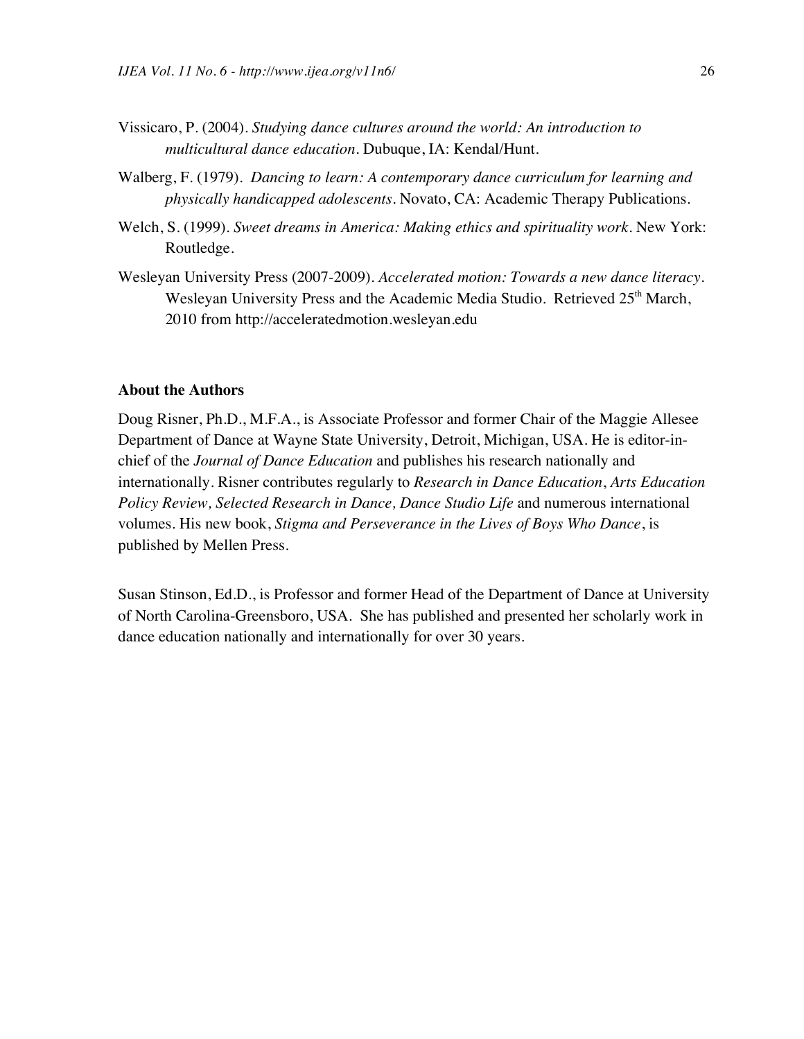Vissicaro, P. (2004). *Studying dance cultures around the world: An introduction to multicultural dance education*. Dubuque, IA: Kendal/Hunt.

Walberg, F. (1979). *Dancing to learn: A contemporary dance curriculum for learning and physically handicapped adolescents*. Novato, CA: Academic Therapy Publications.

Welch, S. (1999). *Sweet dreams in America: Making ethics and spirituality work*. New York: Routledge.

Wesleyan University Press (2007-2009). *Accelerated motion: Towards a new dance literacy*. Wesleyan University Press and the Academic Media Studio. Retrieved 25th March, 2010 from http://acceleratedmotion.wesleyan.edu

## About the Authors

Doug Risner, Ph.D., M.F.A., is Associate Professor and former Chair of the Maggie Allesee Department of Dance at Wayne State University, Detroit, Michigan, USA. He is editor-in-chief of the *Journal of Dance Education* and publishes his research nationally and internationally. Risner contributes regularly to *Research in Dance Education*, *Arts Education Policy Review, Selected Research in Dance, Dance Studio Life* and numerous international volumes. His new book, *Stigma and Perseverance in the Lives of Boys Who Dance*, is published by Mellen Press.

Susan Stinson, Ed.D., is Professor and former Head of the Department of Dance at University of North Carolina-Greensboro, USA. She has published and presented her scholarly work in dance education nationally and internationally for over 30 years.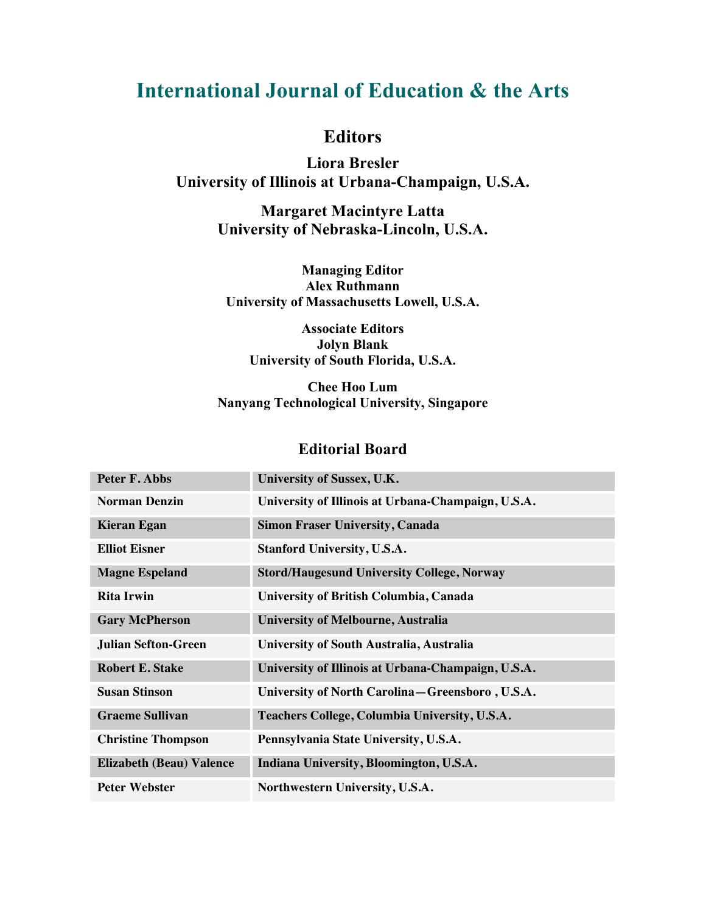# International Journal of Education & the Arts

## Editors

**Liora Bresler**
**University of Illinois at Urbana-Champaign, U.S.A.**

**Margaret Macintyre Latta**
**University of Nebraska-Lincoln, U.S.A.**

**Managing Editor**
**Alex Ruthmann**
**University of Massachusetts Lowell, U.S.A.**

**Associate Editors**
**Jolyn Blank**
**University of South Florida, U.S.A.**

**Chee Hoo Lum**
**Nanyang Technological University, Singapore**

## Editorial Board

| | |
|---|---|
| Peter F. Abbs | University of Sussex, U.K. |
| Norman Denzin | University of Illinois at Urbana-Champaign, U.S.A. |
| Kieran Egan | Simon Fraser University, Canada |
| Elliot Eisner | Stanford University, U.S.A. |
| Magne Espeland | Stord/Haugesund University College, Norway |
| Rita Irwin | University of British Columbia, Canada |
| Gary McPherson | University of Melbourne, Australia |
| Julian Sefton-Green | University of South Australia, Australia |
| Robert E. Stake | University of Illinois at Urbana-Champaign, U.S.A. |
| Susan Stinson | University of North Carolina—Greensboro , U.S.A. |
| Graeme Sullivan | Teachers College, Columbia University, U.S.A. |
| Christine Thompson | Pennsylvania State University, U.S.A. |
| Elizabeth (Beau) Valence | Indiana University, Bloomington, U.S.A. |
| Peter Webster | Northwestern University, U.S.A. |